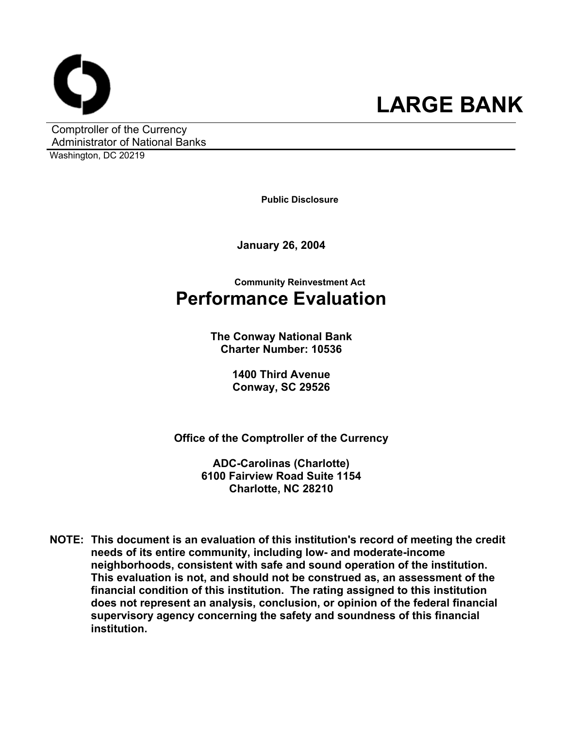# LARGE BANK

Comptroller of the Currency
Administrator of National Banks
Washington, DC 20219

**Public Disclosure**

**January 26, 2004**

**Community Reinvestment Act**

# Performance Evaluation

**The Conway National Bank**
**Charter Number: 10536**

**1400 Third Avenue**
**Conway, SC 29526**

**Office of the Comptroller of the Currency**

**ADC-Carolinas (Charlotte)**
**6100 Fairview Road Suite 1154**
**Charlotte, NC 28210**

**NOTE: This document is an evaluation of this institution's record of meeting the credit needs of its entire community, including low- and moderate-income neighborhoods, consistent with safe and sound operation of the institution. This evaluation is not, and should not be construed as, an assessment of the financial condition of this institution. The rating assigned to this institution does not represent an analysis, conclusion, or opinion of the federal financial supervisory agency concerning the safety and soundness of this financial institution.**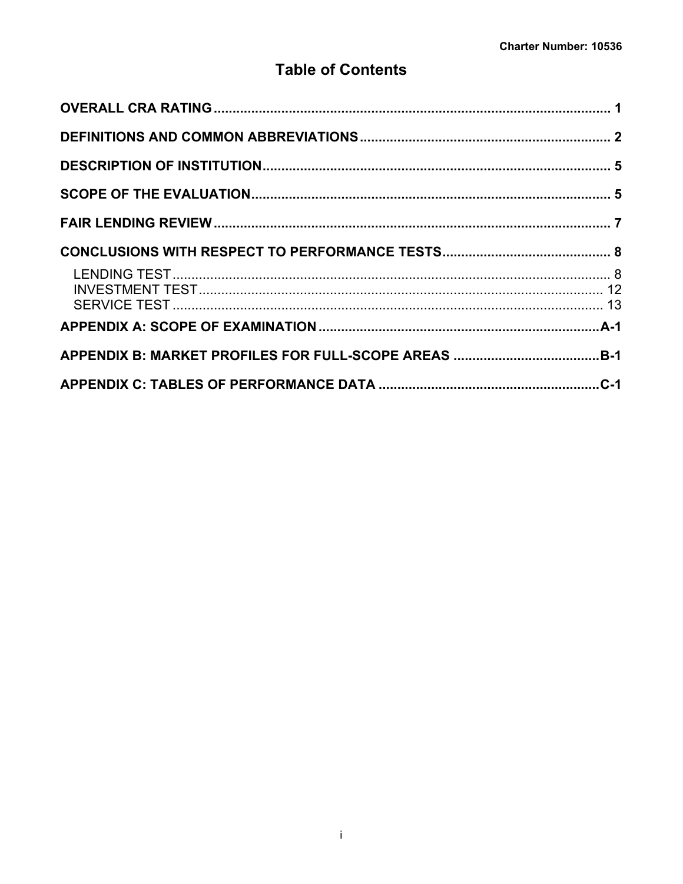# Table of Contents

| | |
|---|---|
| **OVERALL CRA RATING** | **1** |
| **DEFINITIONS AND COMMON ABBREVIATIONS** | **2** |
| **DESCRIPTION OF INSTITUTION** | **5** |
| **SCOPE OF THE EVALUATION** | **5** |
| **FAIR LENDING REVIEW** | **7** |
| **CONCLUSIONS WITH RESPECT TO PERFORMANCE TESTS** | **8** |
| LENDING TEST | 8 |
| INVESTMENT TEST | 12 |
| SERVICE TEST | 13 |
| **APPENDIX A: SCOPE OF EXAMINATION** | **A-1** |
| **APPENDIX B: MARKET PROFILES FOR FULL-SCOPE AREAS** | **B-1** |
| **APPENDIX C: TABLES OF PERFORMANCE DATA** | **C-1** |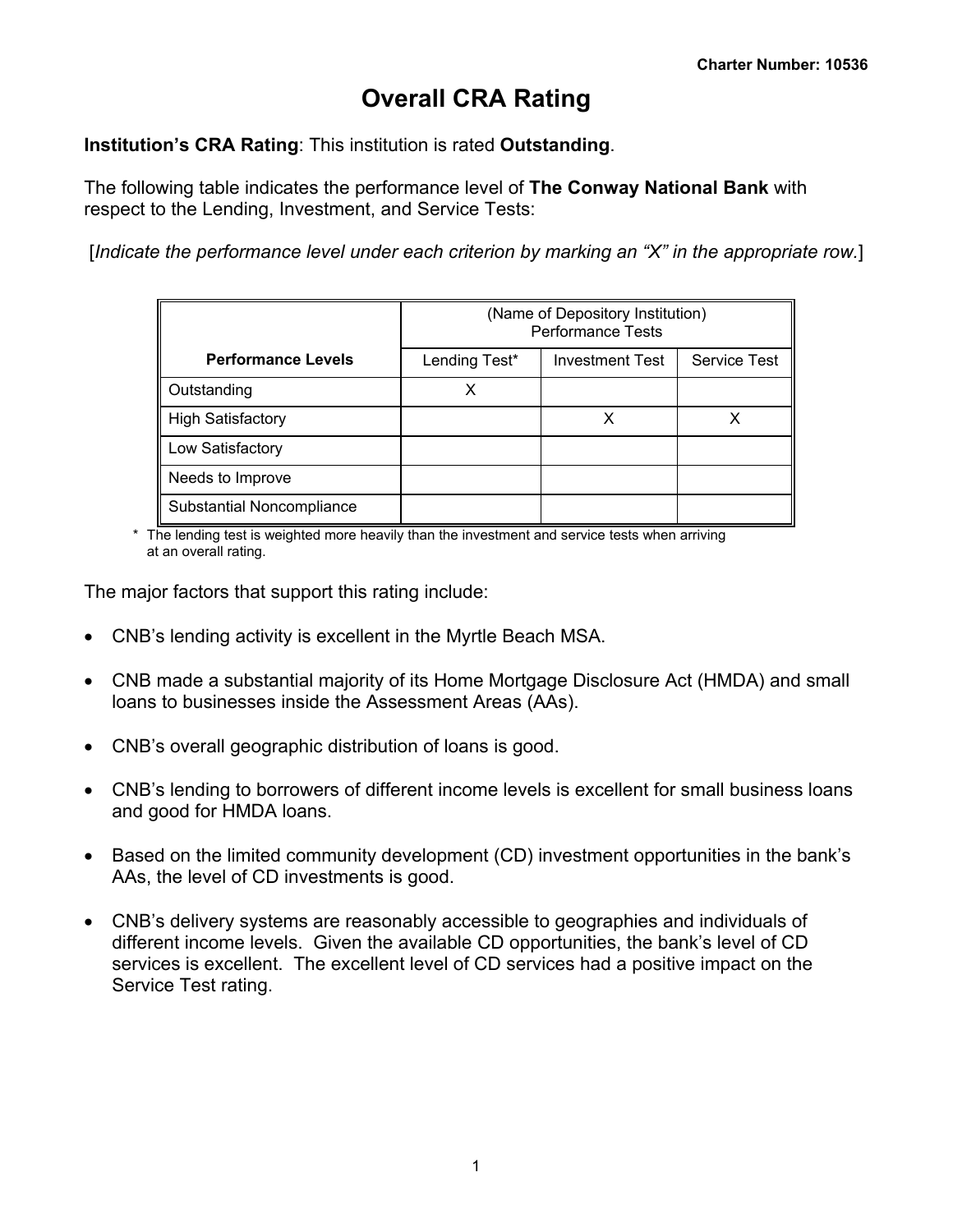Charter Number: 10536

# Overall CRA Rating

**Institution's CRA Rating**: This institution is rated **Outstanding**.

The following table indicates the performance level of **The Conway National Bank** with respect to the Lending, Investment, and Service Tests:

[*Indicate the performance level under each criterion by marking an "X" in the appropriate row.*]

| | (Name of Depository Institution) Performance Tests | | |
|---|---|---|---|
| **Performance Levels** | Lending Test* | Investment Test | Service Test |
| Outstanding | X | | |
| High Satisfactory | | X | X |
| Low Satisfactory | | | |
| Needs to Improve | | | |
| Substantial Noncompliance | | | |

\* The lending test is weighted more heavily than the investment and service tests when arriving at an overall rating.

The major factors that support this rating include:

- CNB's lending activity is excellent in the Myrtle Beach MSA.
- CNB made a substantial majority of its Home Mortgage Disclosure Act (HMDA) and small loans to businesses inside the Assessment Areas (AAs).
- CNB's overall geographic distribution of loans is good.
- CNB's lending to borrowers of different income levels is excellent for small business loans and good for HMDA loans.
- Based on the limited community development (CD) investment opportunities in the bank's AAs, the level of CD investments is good.
- CNB's delivery systems are reasonably accessible to geographies and individuals of different income levels. Given the available CD opportunities, the bank's level of CD services is excellent. The excellent level of CD services had a positive impact on the Service Test rating.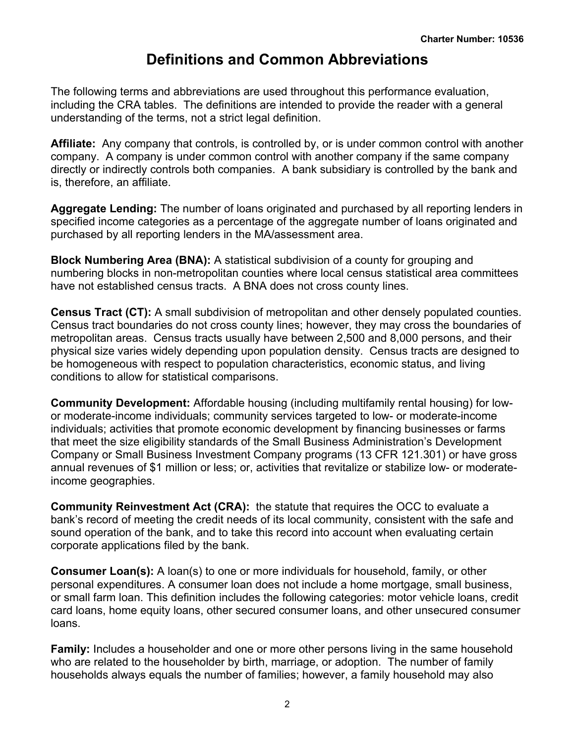# Definitions and Common Abbreviations

The following terms and abbreviations are used throughout this performance evaluation, including the CRA tables. The definitions are intended to provide the reader with a general understanding of the terms, not a strict legal definition.

**Affiliate:** Any company that controls, is controlled by, or is under common control with another company. A company is under common control with another company if the same company directly or indirectly controls both companies. A bank subsidiary is controlled by the bank and is, therefore, an affiliate.

**Aggregate Lending:** The number of loans originated and purchased by all reporting lenders in specified income categories as a percentage of the aggregate number of loans originated and purchased by all reporting lenders in the MA/assessment area.

**Block Numbering Area (BNA):** A statistical subdivision of a county for grouping and numbering blocks in non-metropolitan counties where local census statistical area committees have not established census tracts. A BNA does not cross county lines.

**Census Tract (CT):** A small subdivision of metropolitan and other densely populated counties. Census tract boundaries do not cross county lines; however, they may cross the boundaries of metropolitan areas. Census tracts usually have between 2,500 and 8,000 persons, and their physical size varies widely depending upon population density. Census tracts are designed to be homogeneous with respect to population characteristics, economic status, and living conditions to allow for statistical comparisons.

**Community Development:** Affordable housing (including multifamily rental housing) for low- or moderate-income individuals; community services targeted to low- or moderate-income individuals; activities that promote economic development by financing businesses or farms that meet the size eligibility standards of the Small Business Administration's Development Company or Small Business Investment Company programs (13 CFR 121.301) or have gross annual revenues of $1 million or less; or, activities that revitalize or stabilize low- or moderate-income geographies.

**Community Reinvestment Act (CRA):** the statute that requires the OCC to evaluate a bank's record of meeting the credit needs of its local community, consistent with the safe and sound operation of the bank, and to take this record into account when evaluating certain corporate applications filed by the bank.

**Consumer Loan(s):** A loan(s) to one or more individuals for household, family, or other personal expenditures. A consumer loan does not include a home mortgage, small business, or small farm loan. This definition includes the following categories: motor vehicle loans, credit card loans, home equity loans, other secured consumer loans, and other unsecured consumer loans.

**Family:** Includes a householder and one or more other persons living in the same household who are related to the householder by birth, marriage, or adoption. The number of family households always equals the number of families; however, a family household may also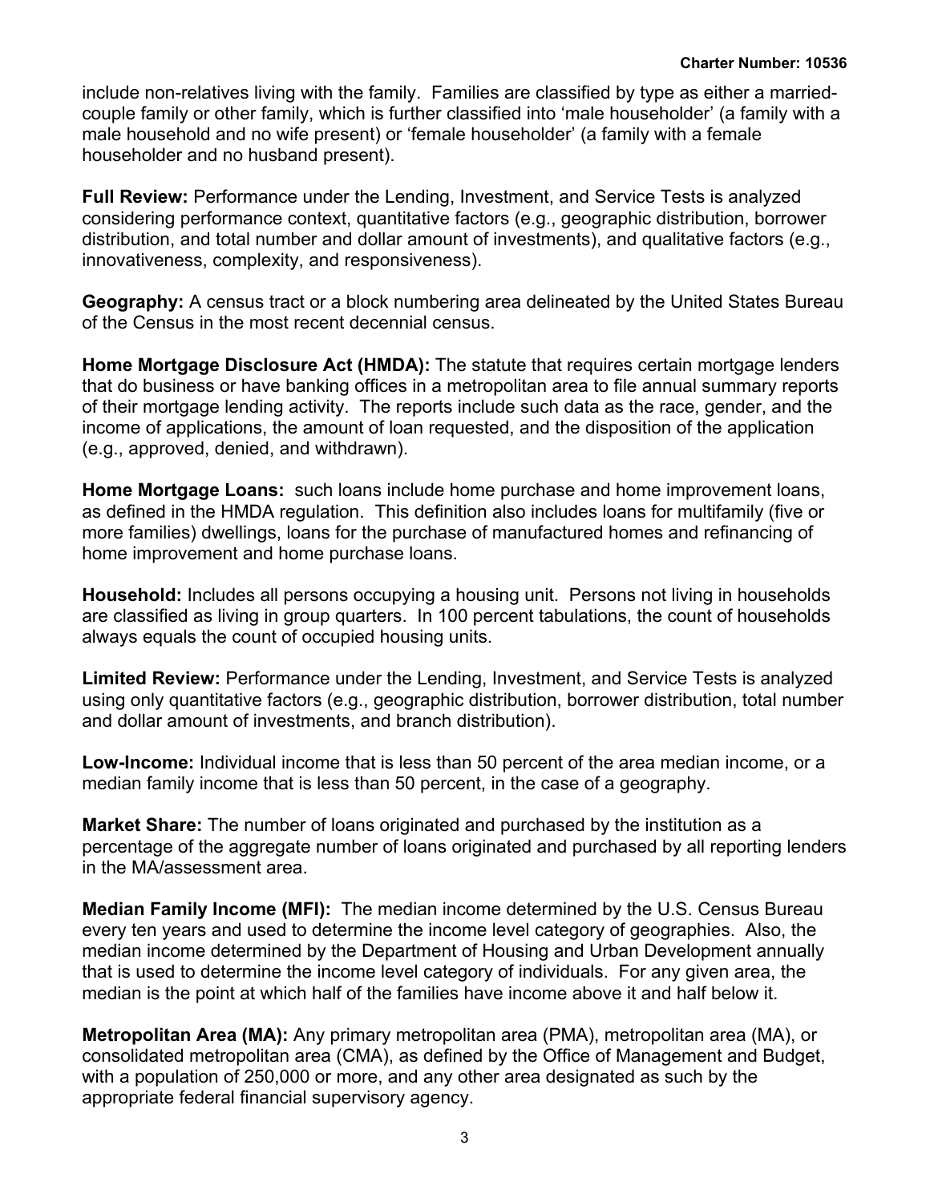include non-relatives living with the family. Families are classified by type as either a married-couple family or other family, which is further classified into 'male householder' (a family with a male household and no wife present) or 'female householder' (a family with a female householder and no husband present).

**Full Review:** Performance under the Lending, Investment, and Service Tests is analyzed considering performance context, quantitative factors (e.g., geographic distribution, borrower distribution, and total number and dollar amount of investments), and qualitative factors (e.g., innovativeness, complexity, and responsiveness).

**Geography:** A census tract or a block numbering area delineated by the United States Bureau of the Census in the most recent decennial census.

**Home Mortgage Disclosure Act (HMDA):** The statute that requires certain mortgage lenders that do business or have banking offices in a metropolitan area to file annual summary reports of their mortgage lending activity. The reports include such data as the race, gender, and the income of applications, the amount of loan requested, and the disposition of the application (e.g., approved, denied, and withdrawn).

**Home Mortgage Loans:** such loans include home purchase and home improvement loans, as defined in the HMDA regulation. This definition also includes loans for multifamily (five or more families) dwellings, loans for the purchase of manufactured homes and refinancing of home improvement and home purchase loans.

**Household:** Includes all persons occupying a housing unit. Persons not living in households are classified as living in group quarters. In 100 percent tabulations, the count of households always equals the count of occupied housing units.

**Limited Review:** Performance under the Lending, Investment, and Service Tests is analyzed using only quantitative factors (e.g., geographic distribution, borrower distribution, total number and dollar amount of investments, and branch distribution).

**Low-Income:** Individual income that is less than 50 percent of the area median income, or a median family income that is less than 50 percent, in the case of a geography.

**Market Share:** The number of loans originated and purchased by the institution as a percentage of the aggregate number of loans originated and purchased by all reporting lenders in the MA/assessment area.

**Median Family Income (MFI):** The median income determined by the U.S. Census Bureau every ten years and used to determine the income level category of geographies. Also, the median income determined by the Department of Housing and Urban Development annually that is used to determine the income level category of individuals. For any given area, the median is the point at which half of the families have income above it and half below it.

**Metropolitan Area (MA):** Any primary metropolitan area (PMA), metropolitan area (MA), or consolidated metropolitan area (CMA), as defined by the Office of Management and Budget, with a population of 250,000 or more, and any other area designated as such by the appropriate federal financial supervisory agency.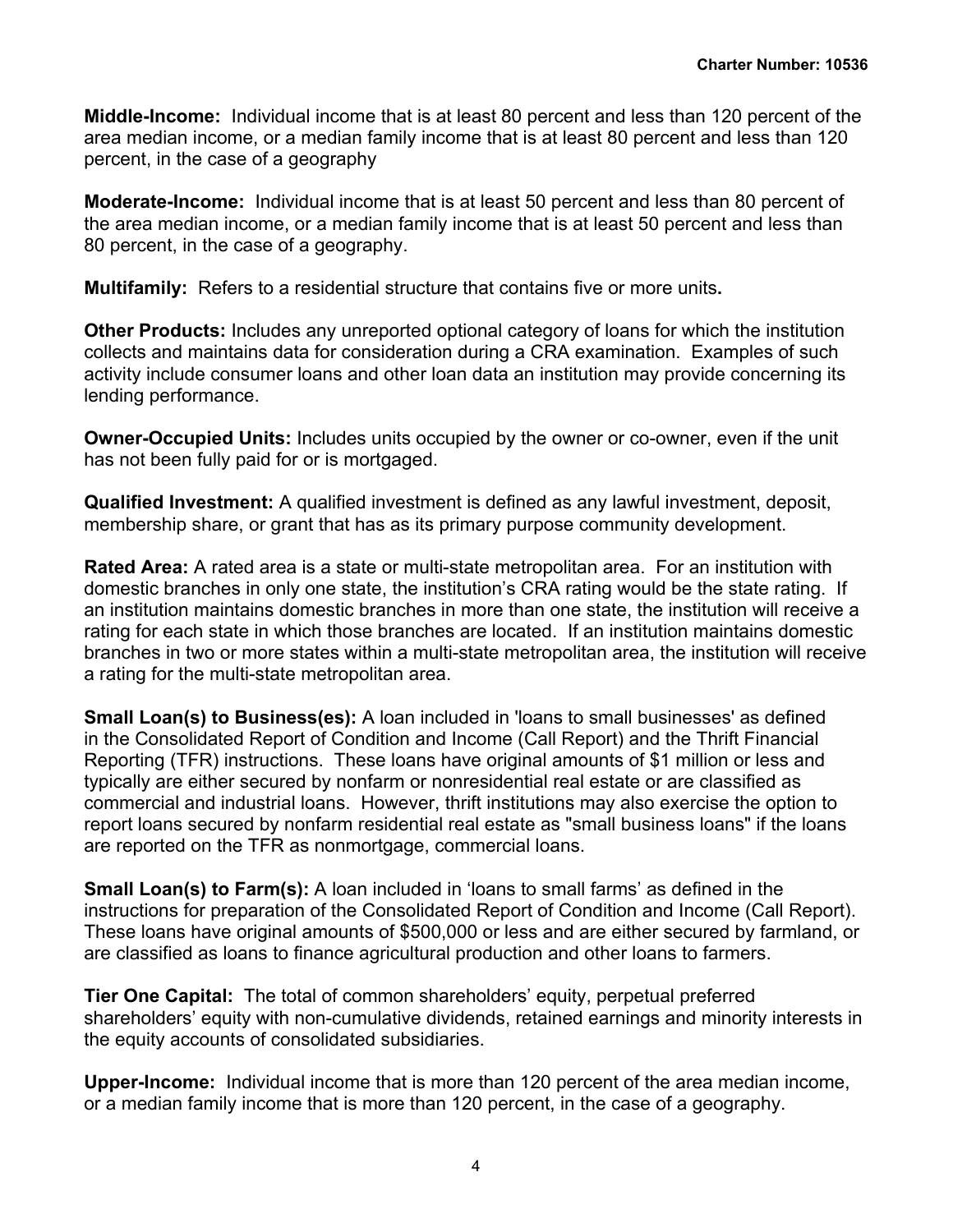**Middle-Income:** Individual income that is at least 80 percent and less than 120 percent of the area median income, or a median family income that is at least 80 percent and less than 120 percent, in the case of a geography

**Moderate-Income:** Individual income that is at least 50 percent and less than 80 percent of the area median income, or a median family income that is at least 50 percent and less than 80 percent, in the case of a geography.

**Multifamily:** Refers to a residential structure that contains five or more units**.**

**Other Products:** Includes any unreported optional category of loans for which the institution collects and maintains data for consideration during a CRA examination. Examples of such activity include consumer loans and other loan data an institution may provide concerning its lending performance.

**Owner-Occupied Units:** Includes units occupied by the owner or co-owner, even if the unit has not been fully paid for or is mortgaged.

**Qualified Investment:** A qualified investment is defined as any lawful investment, deposit, membership share, or grant that has as its primary purpose community development.

**Rated Area:** A rated area is a state or multi-state metropolitan area. For an institution with domestic branches in only one state, the institution's CRA rating would be the state rating. If an institution maintains domestic branches in more than one state, the institution will receive a rating for each state in which those branches are located. If an institution maintains domestic branches in two or more states within a multi-state metropolitan area, the institution will receive a rating for the multi-state metropolitan area.

**Small Loan(s) to Business(es):** A loan included in 'loans to small businesses' as defined in the Consolidated Report of Condition and Income (Call Report) and the Thrift Financial Reporting (TFR) instructions. These loans have original amounts of $1 million or less and typically are either secured by nonfarm or nonresidential real estate or are classified as commercial and industrial loans. However, thrift institutions may also exercise the option to report loans secured by nonfarm residential real estate as "small business loans" if the loans are reported on the TFR as nonmortgage, commercial loans.

**Small Loan(s) to Farm(s):** A loan included in 'loans to small farms' as defined in the instructions for preparation of the Consolidated Report of Condition and Income (Call Report). These loans have original amounts of $500,000 or less and are either secured by farmland, or are classified as loans to finance agricultural production and other loans to farmers.

**Tier One Capital:** The total of common shareholders' equity, perpetual preferred shareholders' equity with non-cumulative dividends, retained earnings and minority interests in the equity accounts of consolidated subsidiaries.

**Upper-Income:** Individual income that is more than 120 percent of the area median income, or a median family income that is more than 120 percent, in the case of a geography.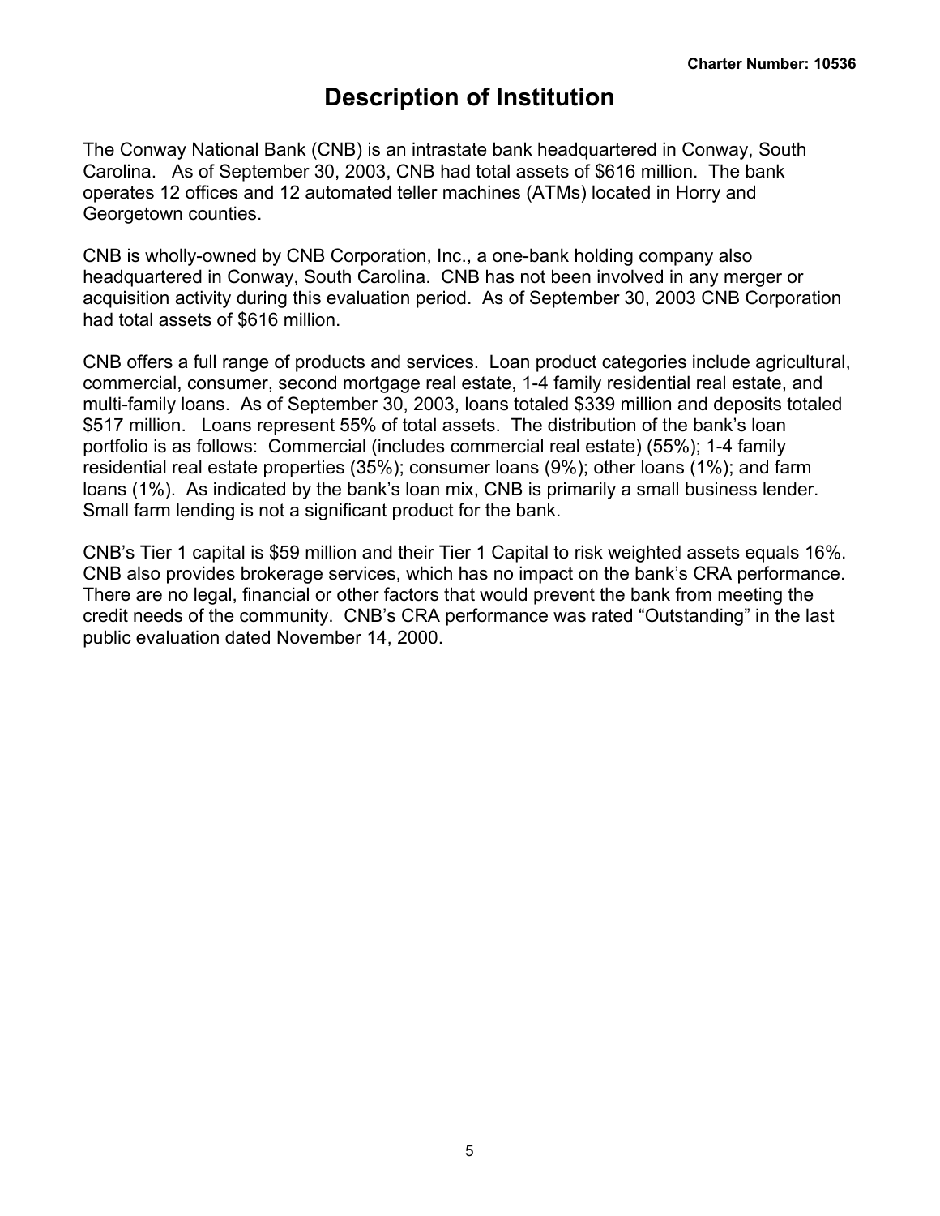# Description of Institution

The Conway National Bank (CNB) is an intrastate bank headquartered in Conway, South Carolina. As of September 30, 2003, CNB had total assets of $616 million. The bank operates 12 offices and 12 automated teller machines (ATMs) located in Horry and Georgetown counties.

CNB is wholly-owned by CNB Corporation, Inc., a one-bank holding company also headquartered in Conway, South Carolina. CNB has not been involved in any merger or acquisition activity during this evaluation period. As of September 30, 2003 CNB Corporation had total assets of $616 million.

CNB offers a full range of products and services. Loan product categories include agricultural, commercial, consumer, second mortgage real estate, 1-4 family residential real estate, and multi-family loans. As of September 30, 2003, loans totaled $339 million and deposits totaled $517 million. Loans represent 55% of total assets. The distribution of the bank's loan portfolio is as follows: Commercial (includes commercial real estate) (55%); 1-4 family residential real estate properties (35%); consumer loans (9%); other loans (1%); and farm loans (1%). As indicated by the bank's loan mix, CNB is primarily a small business lender. Small farm lending is not a significant product for the bank.

CNB's Tier 1 capital is $59 million and their Tier 1 Capital to risk weighted assets equals 16%. CNB also provides brokerage services, which has no impact on the bank's CRA performance. There are no legal, financial or other factors that would prevent the bank from meeting the credit needs of the community. CNB's CRA performance was rated "Outstanding" in the last public evaluation dated November 14, 2000.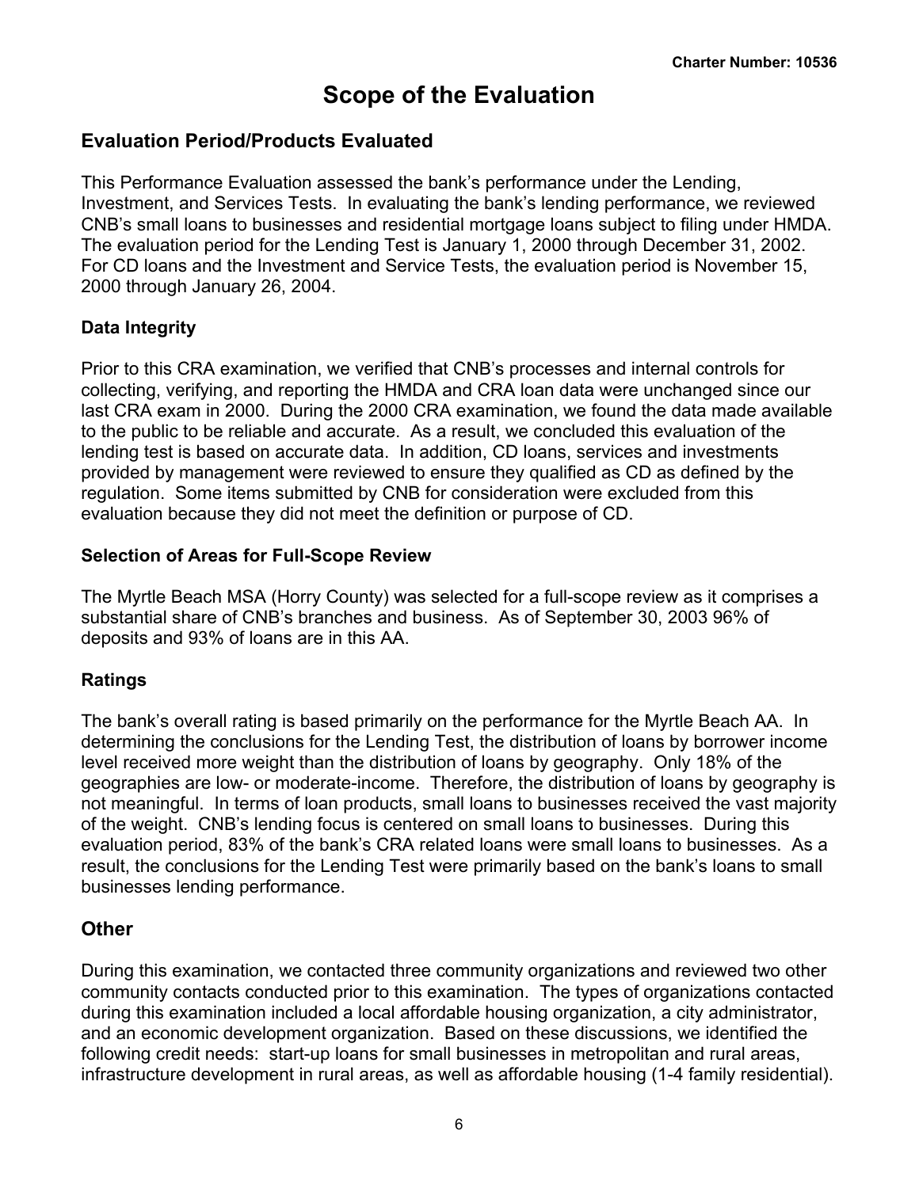# Scope of the Evaluation

## Evaluation Period/Products Evaluated

This Performance Evaluation assessed the bank's performance under the Lending, Investment, and Services Tests. In evaluating the bank's lending performance, we reviewed CNB's small loans to businesses and residential mortgage loans subject to filing under HMDA. The evaluation period for the Lending Test is January 1, 2000 through December 31, 2002. For CD loans and the Investment and Service Tests, the evaluation period is November 15, 2000 through January 26, 2004.

### Data Integrity

Prior to this CRA examination, we verified that CNB's processes and internal controls for collecting, verifying, and reporting the HMDA and CRA loan data were unchanged since our last CRA exam in 2000. During the 2000 CRA examination, we found the data made available to the public to be reliable and accurate. As a result, we concluded this evaluation of the lending test is based on accurate data. In addition, CD loans, services and investments provided by management were reviewed to ensure they qualified as CD as defined by the regulation. Some items submitted by CNB for consideration were excluded from this evaluation because they did not meet the definition or purpose of CD.

### Selection of Areas for Full-Scope Review

The Myrtle Beach MSA (Horry County) was selected for a full-scope review as it comprises a substantial share of CNB's branches and business. As of September 30, 2003 96% of deposits and 93% of loans are in this AA.

### Ratings

The bank's overall rating is based primarily on the performance for the Myrtle Beach AA. In determining the conclusions for the Lending Test, the distribution of loans by borrower income level received more weight than the distribution of loans by geography. Only 18% of the geographies are low- or moderate-income. Therefore, the distribution of loans by geography is not meaningful. In terms of loan products, small loans to businesses received the vast majority of the weight. CNB's lending focus is centered on small loans to businesses. During this evaluation period, 83% of the bank's CRA related loans were small loans to businesses. As a result, the conclusions for the Lending Test were primarily based on the bank's loans to small businesses lending performance.

## Other

During this examination, we contacted three community organizations and reviewed two other community contacts conducted prior to this examination. The types of organizations contacted during this examination included a local affordable housing organization, a city administrator, and an economic development organization. Based on these discussions, we identified the following credit needs: start-up loans for small businesses in metropolitan and rural areas, infrastructure development in rural areas, as well as affordable housing (1-4 family residential).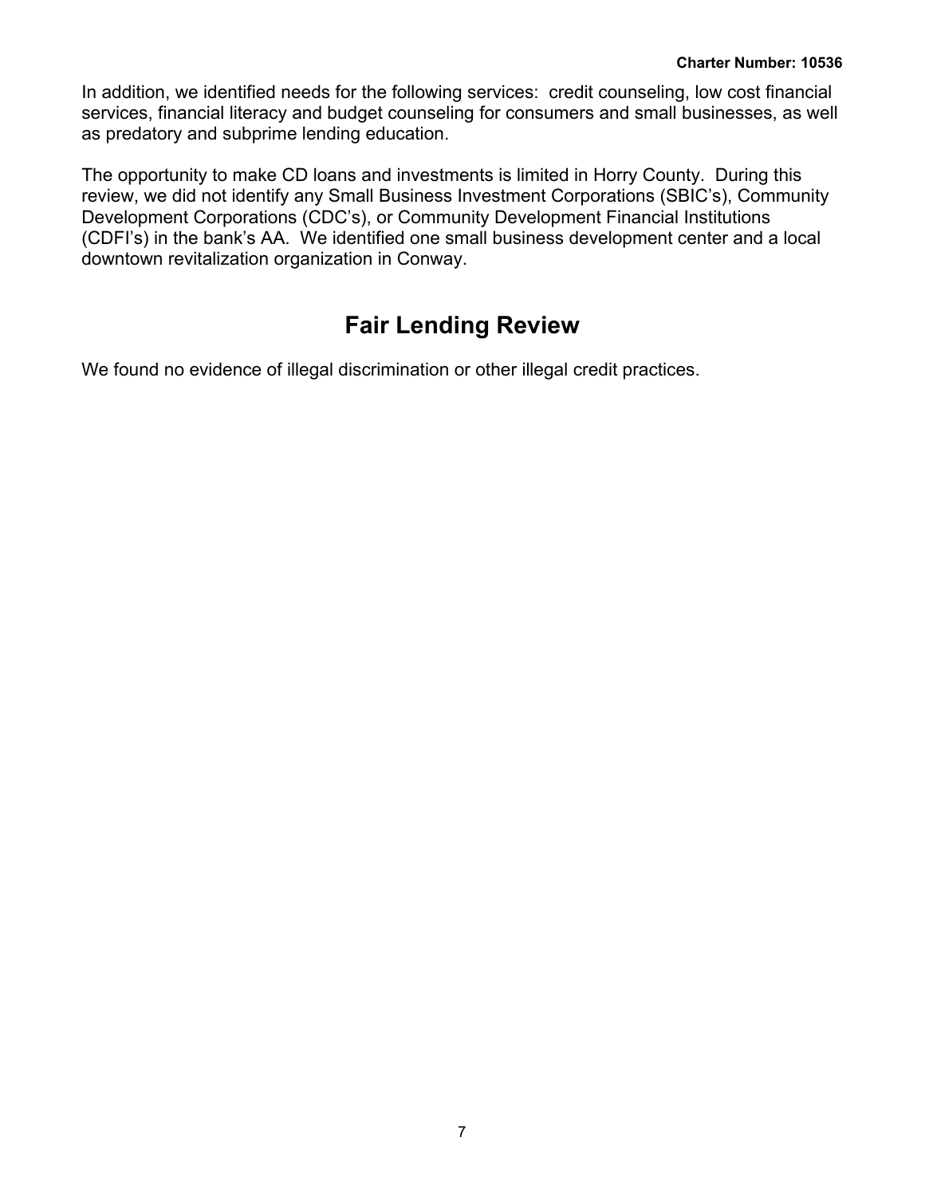In addition, we identified needs for the following services: credit counseling, low cost financial services, financial literacy and budget counseling for consumers and small businesses, as well as predatory and subprime lending education.

The opportunity to make CD loans and investments is limited in Horry County. During this review, we did not identify any Small Business Investment Corporations (SBIC's), Community Development Corporations (CDC's), or Community Development Financial Institutions (CDFI's) in the bank's AA. We identified one small business development center and a local downtown revitalization organization in Conway.

## Fair Lending Review

We found no evidence of illegal discrimination or other illegal credit practices.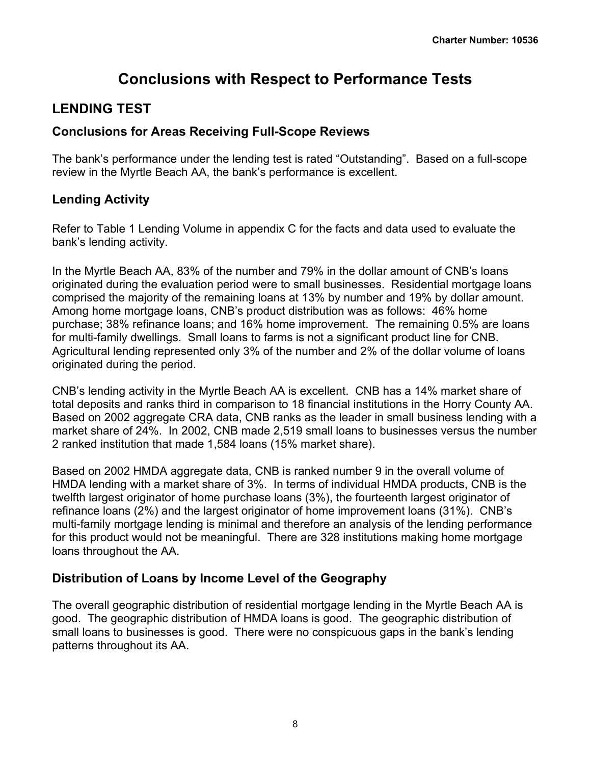# Conclusions with Respect to Performance Tests

## LENDING TEST

### Conclusions for Areas Receiving Full-Scope Reviews

The bank's performance under the lending test is rated "Outstanding". Based on a full-scope review in the Myrtle Beach AA, the bank's performance is excellent.

### Lending Activity

Refer to Table 1 Lending Volume in appendix C for the facts and data used to evaluate the bank's lending activity.

In the Myrtle Beach AA, 83% of the number and 79% in the dollar amount of CNB's loans originated during the evaluation period were to small businesses. Residential mortgage loans comprised the majority of the remaining loans at 13% by number and 19% by dollar amount. Among home mortgage loans, CNB's product distribution was as follows: 46% home purchase; 38% refinance loans; and 16% home improvement. The remaining 0.5% are loans for multi-family dwellings. Small loans to farms is not a significant product line for CNB. Agricultural lending represented only 3% of the number and 2% of the dollar volume of loans originated during the period.

CNB's lending activity in the Myrtle Beach AA is excellent. CNB has a 14% market share of total deposits and ranks third in comparison to 18 financial institutions in the Horry County AA. Based on 2002 aggregate CRA data, CNB ranks as the leader in small business lending with a market share of 24%. In 2002, CNB made 2,519 small loans to businesses versus the number 2 ranked institution that made 1,584 loans (15% market share).

Based on 2002 HMDA aggregate data, CNB is ranked number 9 in the overall volume of HMDA lending with a market share of 3%. In terms of individual HMDA products, CNB is the twelfth largest originator of home purchase loans (3%), the fourteenth largest originator of refinance loans (2%) and the largest originator of home improvement loans (31%). CNB's multi-family mortgage lending is minimal and therefore an analysis of the lending performance for this product would not be meaningful. There are 328 institutions making home mortgage loans throughout the AA.

### Distribution of Loans by Income Level of the Geography

The overall geographic distribution of residential mortgage lending in the Myrtle Beach AA is good. The geographic distribution of HMDA loans is good. The geographic distribution of small loans to businesses is good. There were no conspicuous gaps in the bank's lending patterns throughout its AA.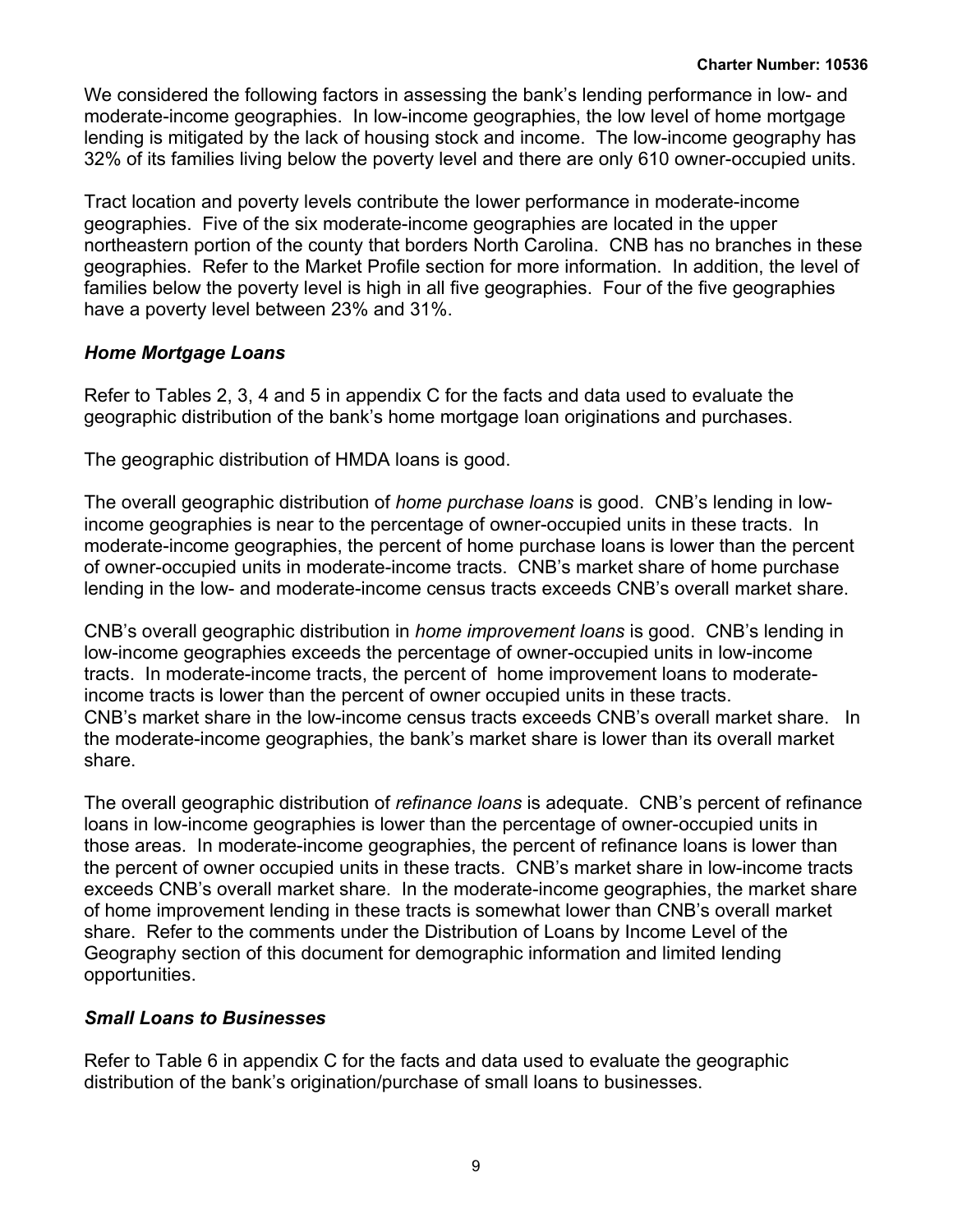We considered the following factors in assessing the bank's lending performance in low- and moderate-income geographies. In low-income geographies, the low level of home mortgage lending is mitigated by the lack of housing stock and income. The low-income geography has 32% of its families living below the poverty level and there are only 610 owner-occupied units.

Tract location and poverty levels contribute the lower performance in moderate-income geographies. Five of the six moderate-income geographies are located in the upper northeastern portion of the county that borders North Carolina. CNB has no branches in these geographies. Refer to the Market Profile section for more information. In addition, the level of families below the poverty level is high in all five geographies. Four of the five geographies have a poverty level between 23% and 31%.

### *Home Mortgage Loans*

Refer to Tables 2, 3, 4 and 5 in appendix C for the facts and data used to evaluate the geographic distribution of the bank's home mortgage loan originations and purchases.

The geographic distribution of HMDA loans is good.

The overall geographic distribution of *home purchase loans* is good. CNB's lending in low-income geographies is near to the percentage of owner-occupied units in these tracts. In moderate-income geographies, the percent of home purchase loans is lower than the percent of owner-occupied units in moderate-income tracts. CNB's market share of home purchase lending in the low- and moderate-income census tracts exceeds CNB's overall market share.

CNB's overall geographic distribution in *home improvement loans* is good. CNB's lending in low-income geographies exceeds the percentage of owner-occupied units in low-income tracts. In moderate-income tracts, the percent of home improvement loans to moderate-income tracts is lower than the percent of owner occupied units in these tracts. CNB's market share in the low-income census tracts exceeds CNB's overall market share. In the moderate-income geographies, the bank's market share is lower than its overall market share.

The overall geographic distribution of *refinance loans* is adequate. CNB's percent of refinance loans in low-income geographies is lower than the percentage of owner-occupied units in those areas. In moderate-income geographies, the percent of refinance loans is lower than the percent of owner occupied units in these tracts. CNB's market share in low-income tracts exceeds CNB's overall market share. In the moderate-income geographies, the market share of home improvement lending in these tracts is somewhat lower than CNB's overall market share. Refer to the comments under the Distribution of Loans by Income Level of the Geography section of this document for demographic information and limited lending opportunities.

### *Small Loans to Businesses*

Refer to Table 6 in appendix C for the facts and data used to evaluate the geographic distribution of the bank's origination/purchase of small loans to businesses.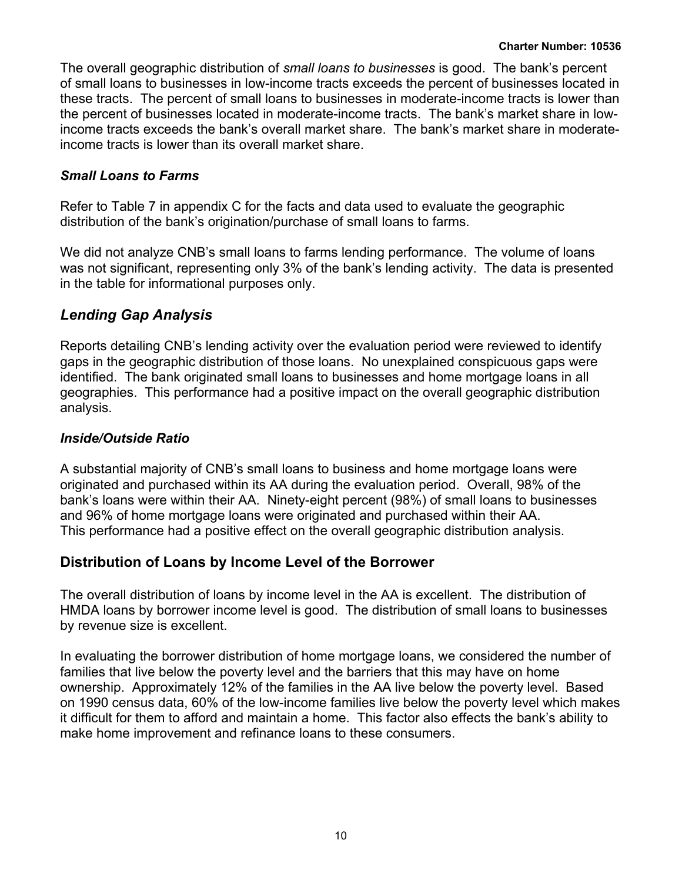The overall geographic distribution of *small loans to businesses* is good. The bank's percent of small loans to businesses in low-income tracts exceeds the percent of businesses located in these tracts. The percent of small loans to businesses in moderate-income tracts is lower than the percent of businesses located in moderate-income tracts. The bank's market share in low-income tracts exceeds the bank's overall market share. The bank's market share in moderate-income tracts is lower than its overall market share.

### *Small Loans to Farms*

Refer to Table 7 in appendix C for the facts and data used to evaluate the geographic distribution of the bank's origination/purchase of small loans to farms.

We did not analyze CNB's small loans to farms lending performance. The volume of loans was not significant, representing only 3% of the bank's lending activity. The data is presented in the table for informational purposes only.

## *Lending Gap Analysis*

Reports detailing CNB's lending activity over the evaluation period were reviewed to identify gaps in the geographic distribution of those loans. No unexplained conspicuous gaps were identified. The bank originated small loans to businesses and home mortgage loans in all geographies. This performance had a positive impact on the overall geographic distribution analysis.

### *Inside/Outside Ratio*

A substantial majority of CNB's small loans to business and home mortgage loans were originated and purchased within its AA during the evaluation period. Overall, 98% of the bank's loans were within their AA. Ninety-eight percent (98%) of small loans to businesses and 96% of home mortgage loans were originated and purchased within their AA. This performance had a positive effect on the overall geographic distribution analysis.

## Distribution of Loans by Income Level of the Borrower

The overall distribution of loans by income level in the AA is excellent. The distribution of HMDA loans by borrower income level is good. The distribution of small loans to businesses by revenue size is excellent.

In evaluating the borrower distribution of home mortgage loans, we considered the number of families that live below the poverty level and the barriers that this may have on home ownership. Approximately 12% of the families in the AA live below the poverty level. Based on 1990 census data, 60% of the low-income families live below the poverty level which makes it difficult for them to afford and maintain a home. This factor also effects the bank's ability to make home improvement and refinance loans to these consumers.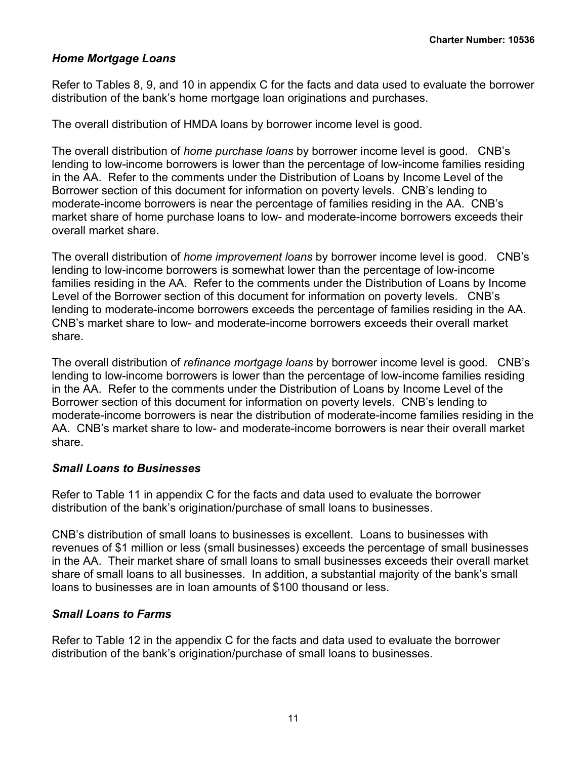### *Home Mortgage Loans*

Refer to Tables 8, 9, and 10 in appendix C for the facts and data used to evaluate the borrower distribution of the bank's home mortgage loan originations and purchases.

The overall distribution of HMDA loans by borrower income level is good.

The overall distribution of *home purchase loans* by borrower income level is good. CNB's lending to low-income borrowers is lower than the percentage of low-income families residing in the AA. Refer to the comments under the Distribution of Loans by Income Level of the Borrower section of this document for information on poverty levels. CNB's lending to moderate-income borrowers is near the percentage of families residing in the AA. CNB's market share of home purchase loans to low- and moderate-income borrowers exceeds their overall market share.

The overall distribution of *home improvement loans* by borrower income level is good. CNB's lending to low-income borrowers is somewhat lower than the percentage of low-income families residing in the AA. Refer to the comments under the Distribution of Loans by Income Level of the Borrower section of this document for information on poverty levels. CNB's lending to moderate-income borrowers exceeds the percentage of families residing in the AA. CNB's market share to low- and moderate-income borrowers exceeds their overall market share.

The overall distribution of *refinance mortgage loans* by borrower income level is good. CNB's lending to low-income borrowers is lower than the percentage of low-income families residing in the AA. Refer to the comments under the Distribution of Loans by Income Level of the Borrower section of this document for information on poverty levels. CNB's lending to moderate-income borrowers is near the distribution of moderate-income families residing in the AA. CNB's market share to low- and moderate-income borrowers is near their overall market share.

### *Small Loans to Businesses*

Refer to Table 11 in appendix C for the facts and data used to evaluate the borrower distribution of the bank's origination/purchase of small loans to businesses.

CNB's distribution of small loans to businesses is excellent. Loans to businesses with revenues of $1 million or less (small businesses) exceeds the percentage of small businesses in the AA. Their market share of small loans to small businesses exceeds their overall market share of small loans to all businesses. In addition, a substantial majority of the bank's small loans to businesses are in loan amounts of $100 thousand or less.

### *Small Loans to Farms*

Refer to Table 12 in the appendix C for the facts and data used to evaluate the borrower distribution of the bank's origination/purchase of small loans to businesses.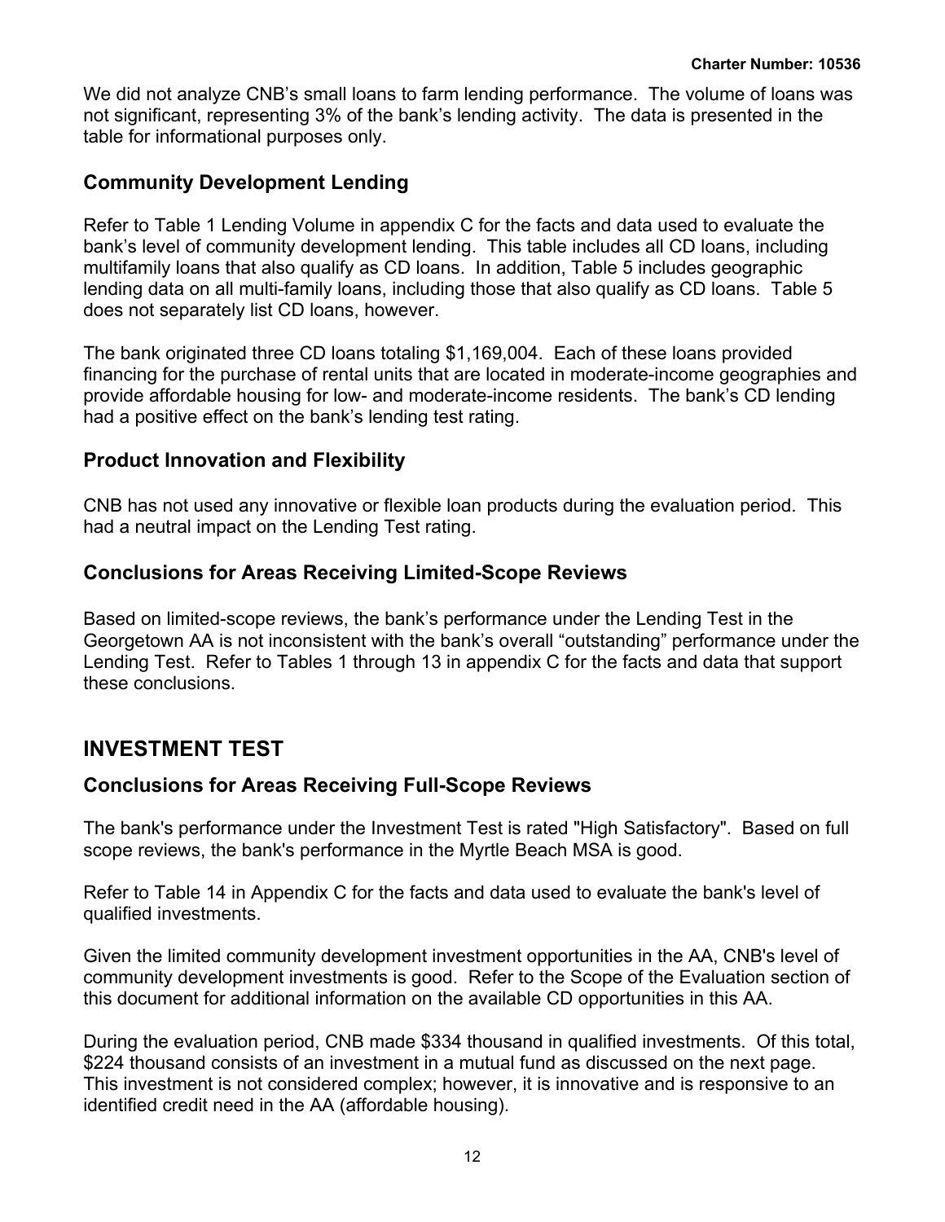We did not analyze CNB's small loans to farm lending performance. The volume of loans was not significant, representing 3% of the bank's lending activity. The data is presented in the table for informational purposes only.

### Community Development Lending

Refer to Table 1 Lending Volume in appendix C for the facts and data used to evaluate the bank's level of community development lending. This table includes all CD loans, including multifamily loans that also qualify as CD loans. In addition, Table 5 includes geographic lending data on all multi-family loans, including those that also qualify as CD loans. Table 5 does not separately list CD loans, however.

The bank originated three CD loans totaling $1,169,004. Each of these loans provided financing for the purchase of rental units that are located in moderate-income geographies and provide affordable housing for low- and moderate-income residents. The bank's CD lending had a positive effect on the bank's lending test rating.

### Product Innovation and Flexibility

CNB has not used any innovative or flexible loan products during the evaluation period. This had a neutral impact on the Lending Test rating.

### Conclusions for Areas Receiving Limited-Scope Reviews

Based on limited-scope reviews, the bank's performance under the Lending Test in the Georgetown AA is not inconsistent with the bank's overall "outstanding" performance under the Lending Test. Refer to Tables 1 through 13 in appendix C for the facts and data that support these conclusions.

## INVESTMENT TEST

### Conclusions for Areas Receiving Full-Scope Reviews

The bank's performance under the Investment Test is rated "High Satisfactory". Based on full scope reviews, the bank's performance in the Myrtle Beach MSA is good.

Refer to Table 14 in Appendix C for the facts and data used to evaluate the bank's level of qualified investments.

Given the limited community development investment opportunities in the AA, CNB's level of community development investments is good. Refer to the Scope of the Evaluation section of this document for additional information on the available CD opportunities in this AA.

During the evaluation period, CNB made $334 thousand in qualified investments. Of this total, $224 thousand consists of an investment in a mutual fund as discussed on the next page. This investment is not considered complex; however, it is innovative and is responsive to an identified credit need in the AA (affordable housing).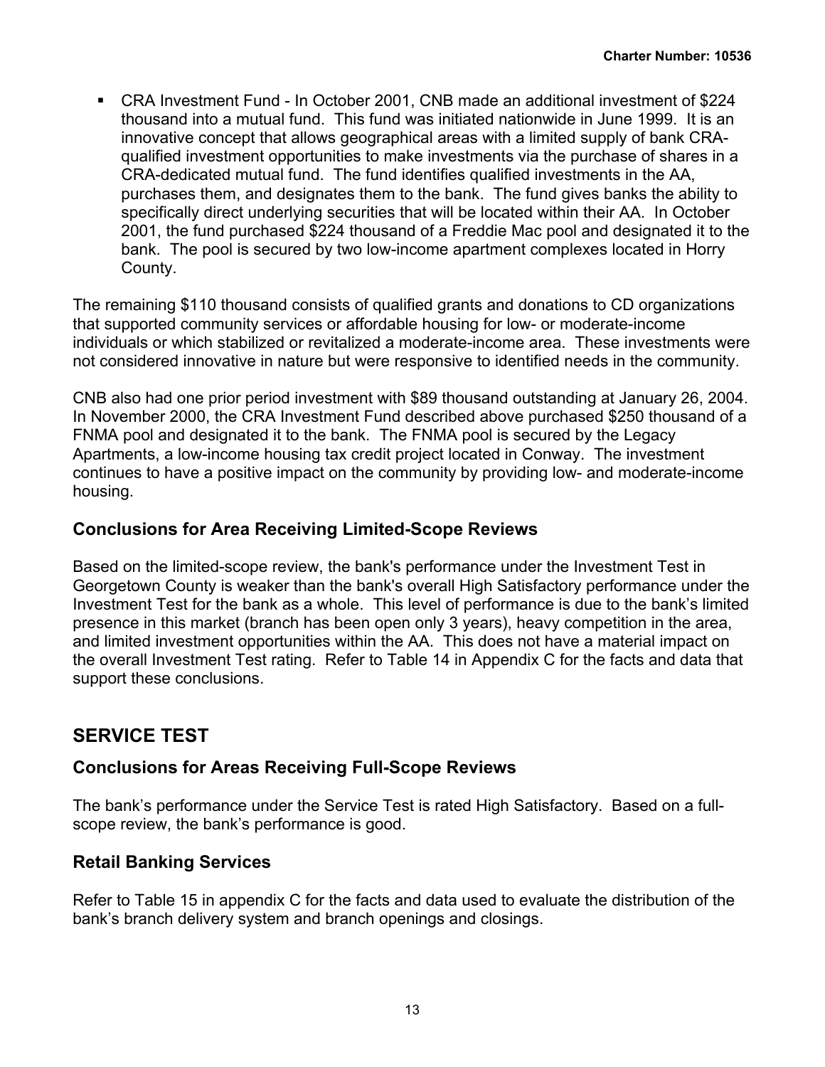- CRA Investment Fund - In October 2001, CNB made an additional investment of $224 thousand into a mutual fund. This fund was initiated nationwide in June 1999. It is an innovative concept that allows geographical areas with a limited supply of bank CRA-qualified investment opportunities to make investments via the purchase of shares in a CRA-dedicated mutual fund. The fund identifies qualified investments in the AA, purchases them, and designates them to the bank. The fund gives banks the ability to specifically direct underlying securities that will be located within their AA. In October 2001, the fund purchased $224 thousand of a Freddie Mac pool and designated it to the bank. The pool is secured by two low-income apartment complexes located in Horry County.

The remaining $110 thousand consists of qualified grants and donations to CD organizations that supported community services or affordable housing for low- or moderate-income individuals or which stabilized or revitalized a moderate-income area. These investments were not considered innovative in nature but were responsive to identified needs in the community.

CNB also had one prior period investment with $89 thousand outstanding at January 26, 2004. In November 2000, the CRA Investment Fund described above purchased $250 thousand of a FNMA pool and designated it to the bank. The FNMA pool is secured by the Legacy Apartments, a low-income housing tax credit project located in Conway. The investment continues to have a positive impact on the community by providing low- and moderate-income housing.

### Conclusions for Area Receiving Limited-Scope Reviews

Based on the limited-scope review, the bank's performance under the Investment Test in Georgetown County is weaker than the bank's overall High Satisfactory performance under the Investment Test for the bank as a whole. This level of performance is due to the bank's limited presence in this market (branch has been open only 3 years), heavy competition in the area, and limited investment opportunities within the AA. This does not have a material impact on the overall Investment Test rating. Refer to Table 14 in Appendix C for the facts and data that support these conclusions.

## SERVICE TEST

### Conclusions for Areas Receiving Full-Scope Reviews

The bank's performance under the Service Test is rated High Satisfactory. Based on a full-scope review, the bank's performance is good.

### Retail Banking Services

Refer to Table 15 in appendix C for the facts and data used to evaluate the distribution of the bank's branch delivery system and branch openings and closings.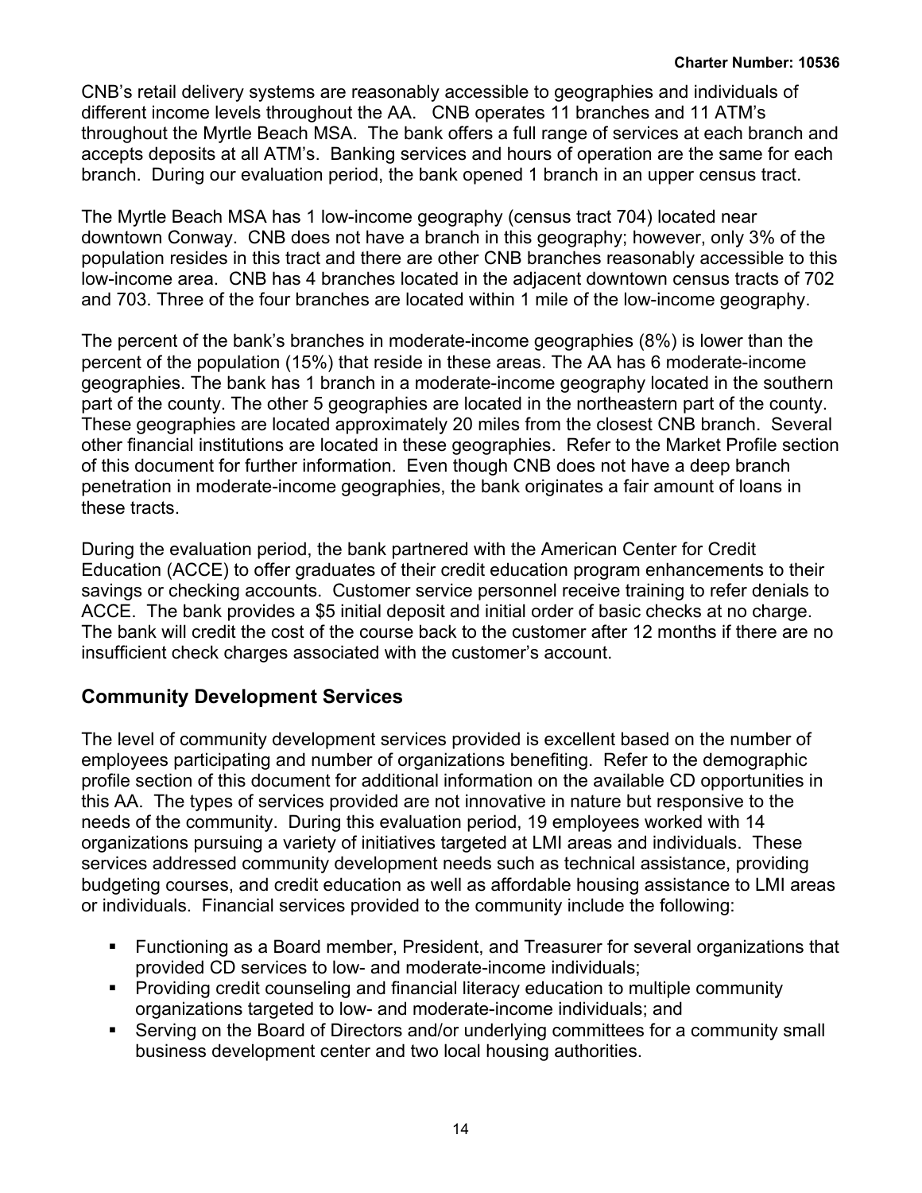CNB's retail delivery systems are reasonably accessible to geographies and individuals of different income levels throughout the AA. CNB operates 11 branches and 11 ATM's throughout the Myrtle Beach MSA. The bank offers a full range of services at each branch and accepts deposits at all ATM's. Banking services and hours of operation are the same for each branch. During our evaluation period, the bank opened 1 branch in an upper census tract.

The Myrtle Beach MSA has 1 low-income geography (census tract 704) located near downtown Conway. CNB does not have a branch in this geography; however, only 3% of the population resides in this tract and there are other CNB branches reasonably accessible to this low-income area. CNB has 4 branches located in the adjacent downtown census tracts of 702 and 703. Three of the four branches are located within 1 mile of the low-income geography.

The percent of the bank's branches in moderate-income geographies (8%) is lower than the percent of the population (15%) that reside in these areas. The AA has 6 moderate-income geographies. The bank has 1 branch in a moderate-income geography located in the southern part of the county. The other 5 geographies are located in the northeastern part of the county. These geographies are located approximately 20 miles from the closest CNB branch. Several other financial institutions are located in these geographies. Refer to the Market Profile section of this document for further information. Even though CNB does not have a deep branch penetration in moderate-income geographies, the bank originates a fair amount of loans in these tracts.

During the evaluation period, the bank partnered with the American Center for Credit Education (ACCE) to offer graduates of their credit education program enhancements to their savings or checking accounts. Customer service personnel receive training to refer denials to ACCE. The bank provides a $5 initial deposit and initial order of basic checks at no charge. The bank will credit the cost of the course back to the customer after 12 months if there are no insufficient check charges associated with the customer's account.

## Community Development Services

The level of community development services provided is excellent based on the number of employees participating and number of organizations benefiting. Refer to the demographic profile section of this document for additional information on the available CD opportunities in this AA. The types of services provided are not innovative in nature but responsive to the needs of the community. During this evaluation period, 19 employees worked with 14 organizations pursuing a variety of initiatives targeted at LMI areas and individuals. These services addressed community development needs such as technical assistance, providing budgeting courses, and credit education as well as affordable housing assistance to LMI areas or individuals. Financial services provided to the community include the following:

- Functioning as a Board member, President, and Treasurer for several organizations that provided CD services to low- and moderate-income individuals;
- Providing credit counseling and financial literacy education to multiple community organizations targeted to low- and moderate-income individuals; and
- Serving on the Board of Directors and/or underlying committees for a community small business development center and two local housing authorities.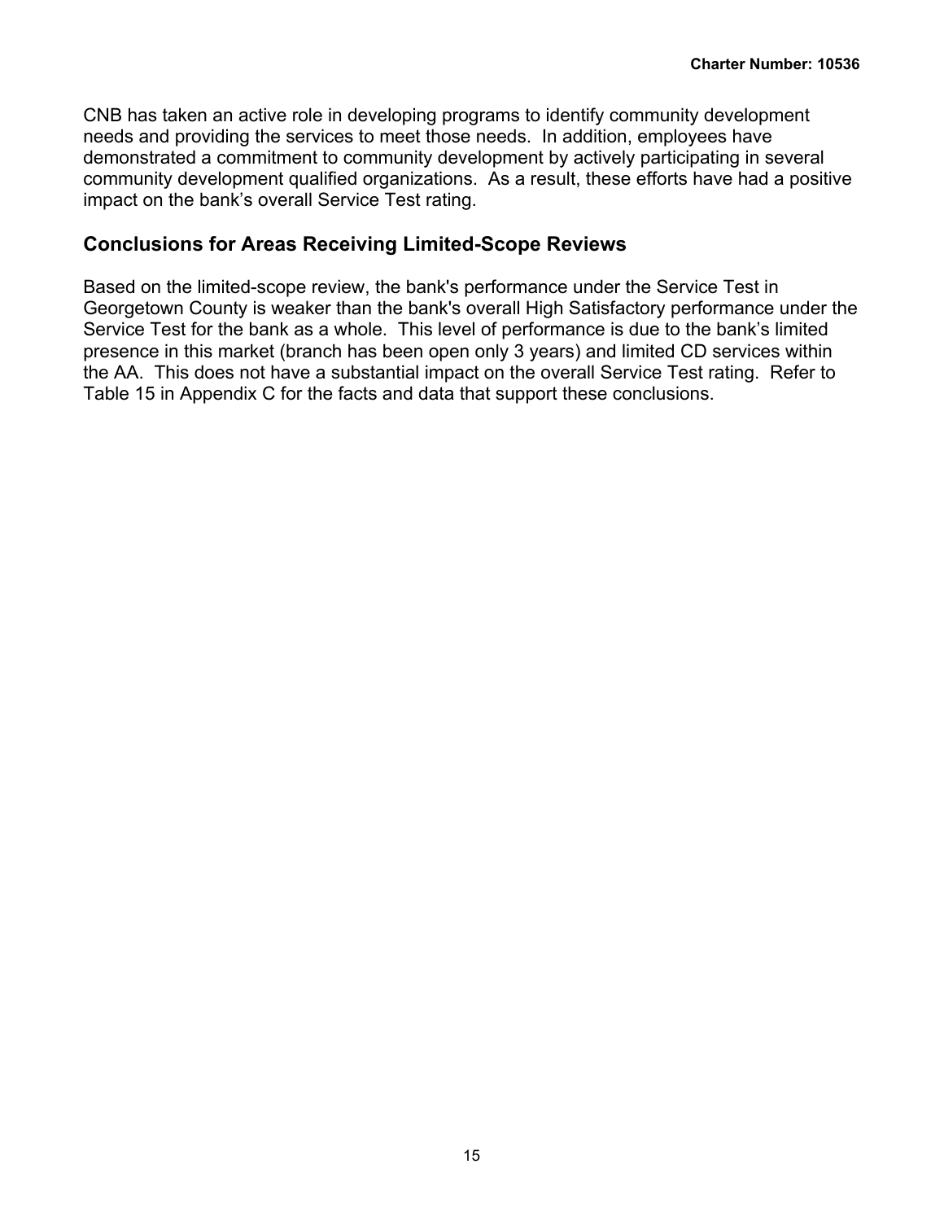CNB has taken an active role in developing programs to identify community development needs and providing the services to meet those needs. In addition, employees have demonstrated a commitment to community development by actively participating in several community development qualified organizations. As a result, these efforts have had a positive impact on the bank's overall Service Test rating.

## Conclusions for Areas Receiving Limited-Scope Reviews

Based on the limited-scope review, the bank's performance under the Service Test in Georgetown County is weaker than the bank's overall High Satisfactory performance under the Service Test for the bank as a whole. This level of performance is due to the bank's limited presence in this market (branch has been open only 3 years) and limited CD services within the AA. This does not have a substantial impact on the overall Service Test rating. Refer to Table 15 in Appendix C for the facts and data that support these conclusions.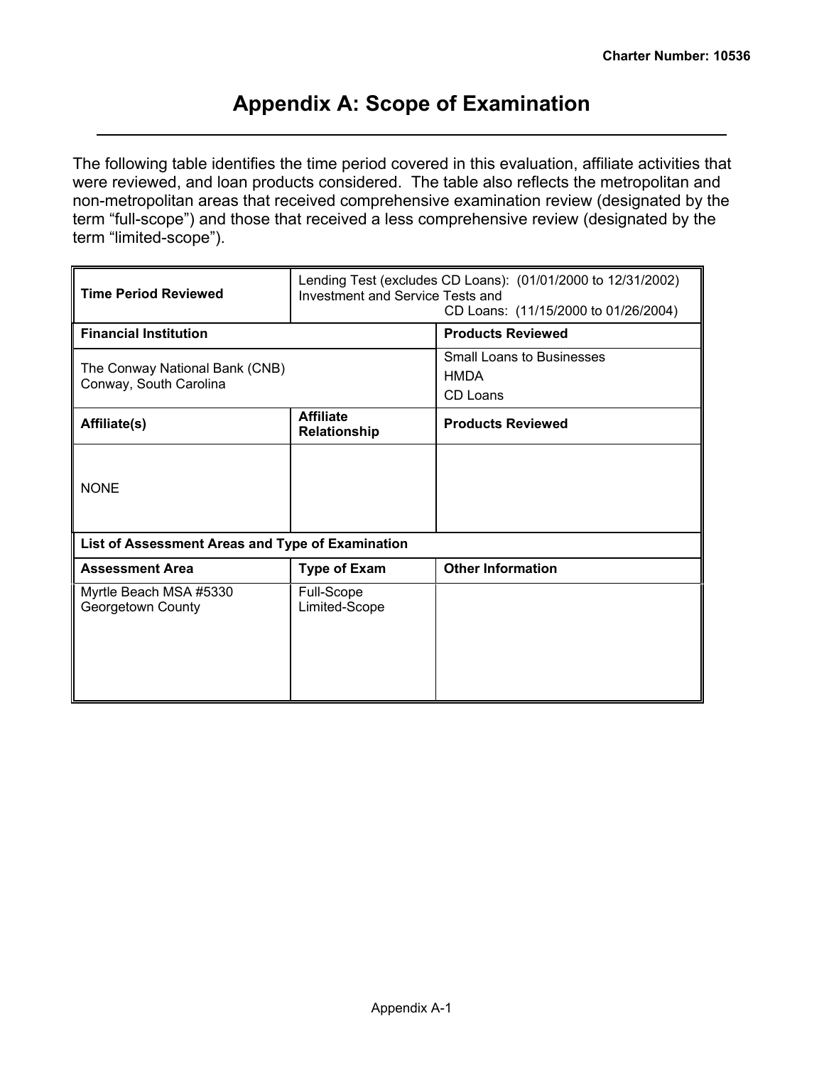# Appendix A: Scope of Examination

The following table identifies the time period covered in this evaluation, affiliate activities that were reviewed, and loan products considered. The table also reflects the metropolitan and non-metropolitan areas that received comprehensive examination review (designated by the term "full-scope") and those that received a less comprehensive review (designated by the term "limited-scope").

| **Time Period Reviewed** | Lending Test (excludes CD Loans): (01/01/2000 to 12/31/2002)<br>Investment and Service Tests and CD Loans: (11/15/2000 to 01/26/2004) | |
|---|---|---|
| **Financial Institution** | | **Products Reviewed** |
| The Conway National Bank (CNB)<br>Conway, South Carolina | | Small Loans to Businesses<br>HMDA<br>CD Loans |
| **Affiliate(s)** | **Affiliate Relationship** | **Products Reviewed** |
| NONE | | |
| **List of Assessment Areas and Type of Examination** | | |
| **Assessment Area** | **Type of Exam** | **Other Information** |
| Myrtle Beach MSA #5330 | Full-Scope | |
| Georgetown County | Limited-Scope | |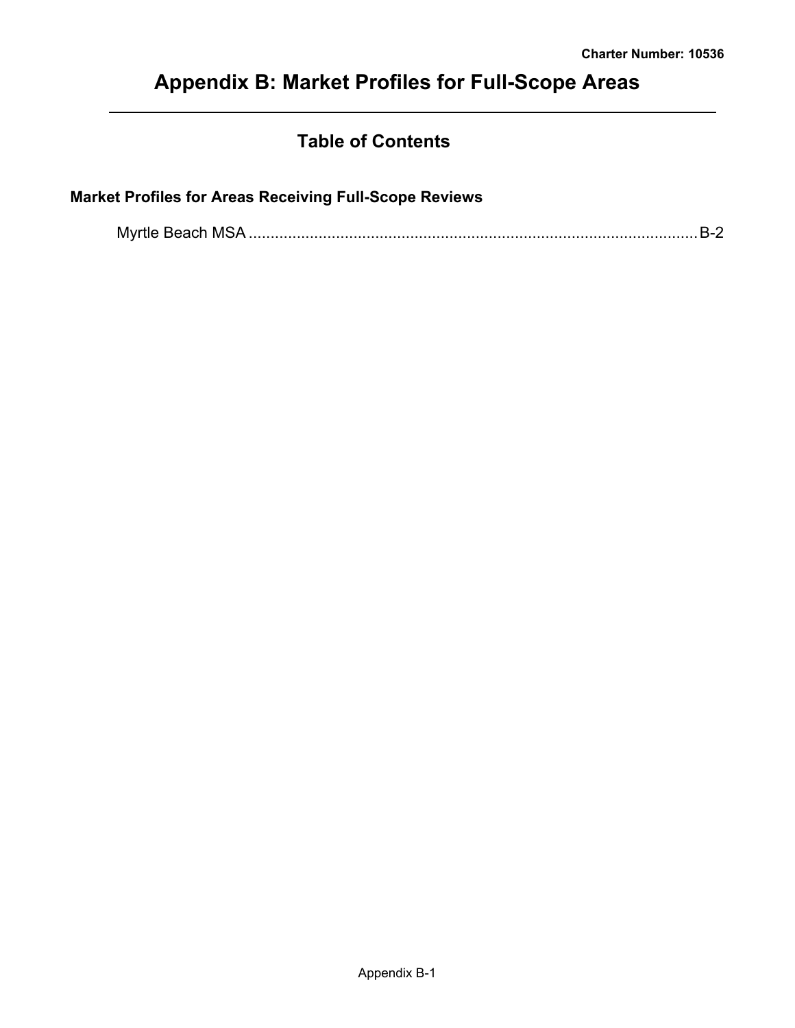# Appendix B: Market Profiles for Full-Scope Areas

## Table of Contents

**Market Profiles for Areas Receiving Full-Scope Reviews**

Myrtle Beach MSA ........................................................................................................ B-2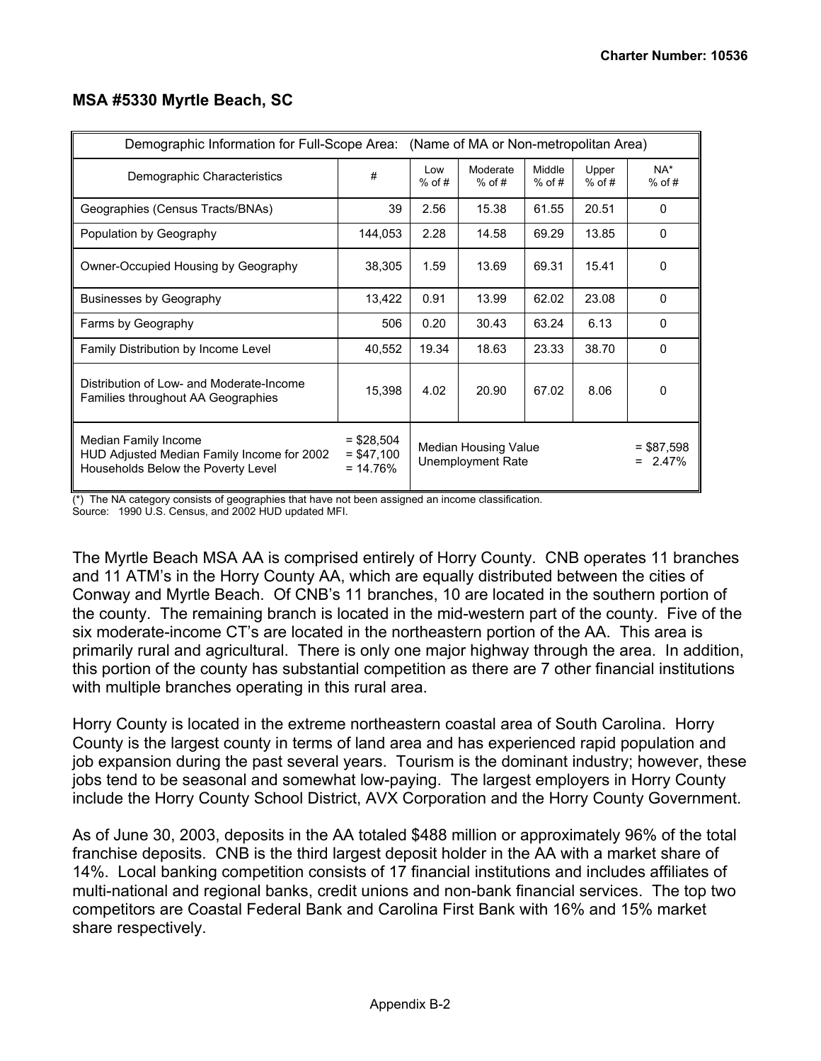### MSA #5330 Myrtle Beach, SC

| Demographic Information for Full-Scope Area: (Name of MA or Non-metropolitan Area) | | | | | | |
|---|---|---|---|---|---|---|
| Demographic Characteristics | # | Low % of # | Moderate % of # | Middle % of # | Upper % of # | NA* % of # |
| Geographies (Census Tracts/BNAs) | 39 | 2.56 | 15.38 | 61.55 | 20.51 | 0 |
| Population by Geography | 144,053 | 2.28 | 14.58 | 69.29 | 13.85 | 0 |
| Owner-Occupied Housing by Geography | 38,305 | 1.59 | 13.69 | 69.31 | 15.41 | 0 |
| Businesses by Geography | 13,422 | 0.91 | 13.99 | 62.02 | 23.08 | 0 |
| Farms by Geography | 506 | 0.20 | 30.43 | 63.24 | 6.13 | 0 |
| Family Distribution by Income Level | 40,552 | 19.34 | 18.63 | 23.33 | 38.70 | 0 |
| Distribution of Low- and Moderate-Income Families throughout AA Geographies | 15,398 | 4.02 | 20.90 | 67.02 | 8.06 | 0 |
| Median Family Income<br>HUD Adjusted Median Family Income for 2002<br>Households Below the Poverty Level | = $28,504<br>= $47,100<br>= 14.76% | Median Housing Value<br>Unemployment Rate | | | | = $87,598<br>= 2.47% |

(*) The NA category consists of geographies that have not been assigned an income classification.
Source: 1990 U.S. Census, and 2002 HUD updated MFI.

The Myrtle Beach MSA AA is comprised entirely of Horry County. CNB operates 11 branches and 11 ATM's in the Horry County AA, which are equally distributed between the cities of Conway and Myrtle Beach. Of CNB's 11 branches, 10 are located in the southern portion of the county. The remaining branch is located in the mid-western part of the county. Five of the six moderate-income CT's are located in the northeastern portion of the AA. This area is primarily rural and agricultural. There is only one major highway through the area. In addition, this portion of the county has substantial competition as there are 7 other financial institutions with multiple branches operating in this rural area.

Horry County is located in the extreme northeastern coastal area of South Carolina. Horry County is the largest county in terms of land area and has experienced rapid population and job expansion during the past several years. Tourism is the dominant industry; however, these jobs tend to be seasonal and somewhat low-paying. The largest employers in Horry County include the Horry County School District, AVX Corporation and the Horry County Government.

As of June 30, 2003, deposits in the AA totaled $488 million or approximately 96% of the total franchise deposits. CNB is the third largest deposit holder in the AA with a market share of 14%. Local banking competition consists of 17 financial institutions and includes affiliates of multi-national and regional banks, credit unions and non-bank financial services. The top two competitors are Coastal Federal Bank and Carolina First Bank with 16% and 15% market share respectively.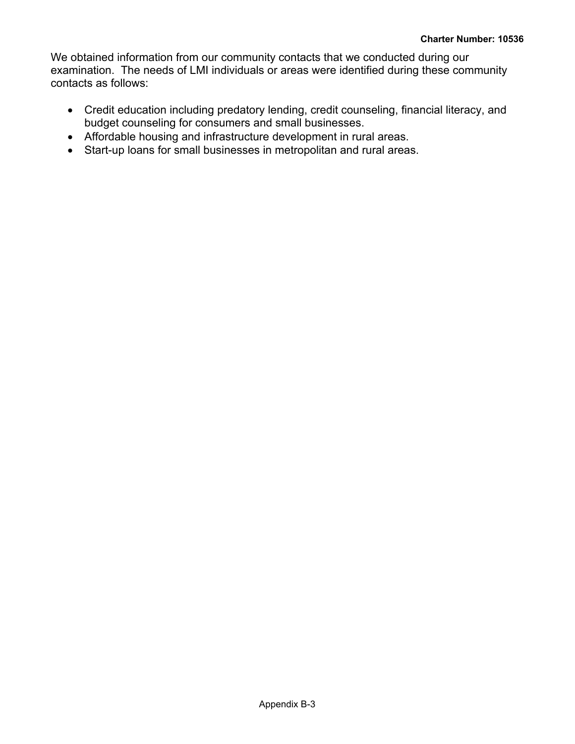We obtained information from our community contacts that we conducted during our examination. The needs of LMI individuals or areas were identified during these community contacts as follows:

- Credit education including predatory lending, credit counseling, financial literacy, and budget counseling for consumers and small businesses.
- Affordable housing and infrastructure development in rural areas.
- Start-up loans for small businesses in metropolitan and rural areas.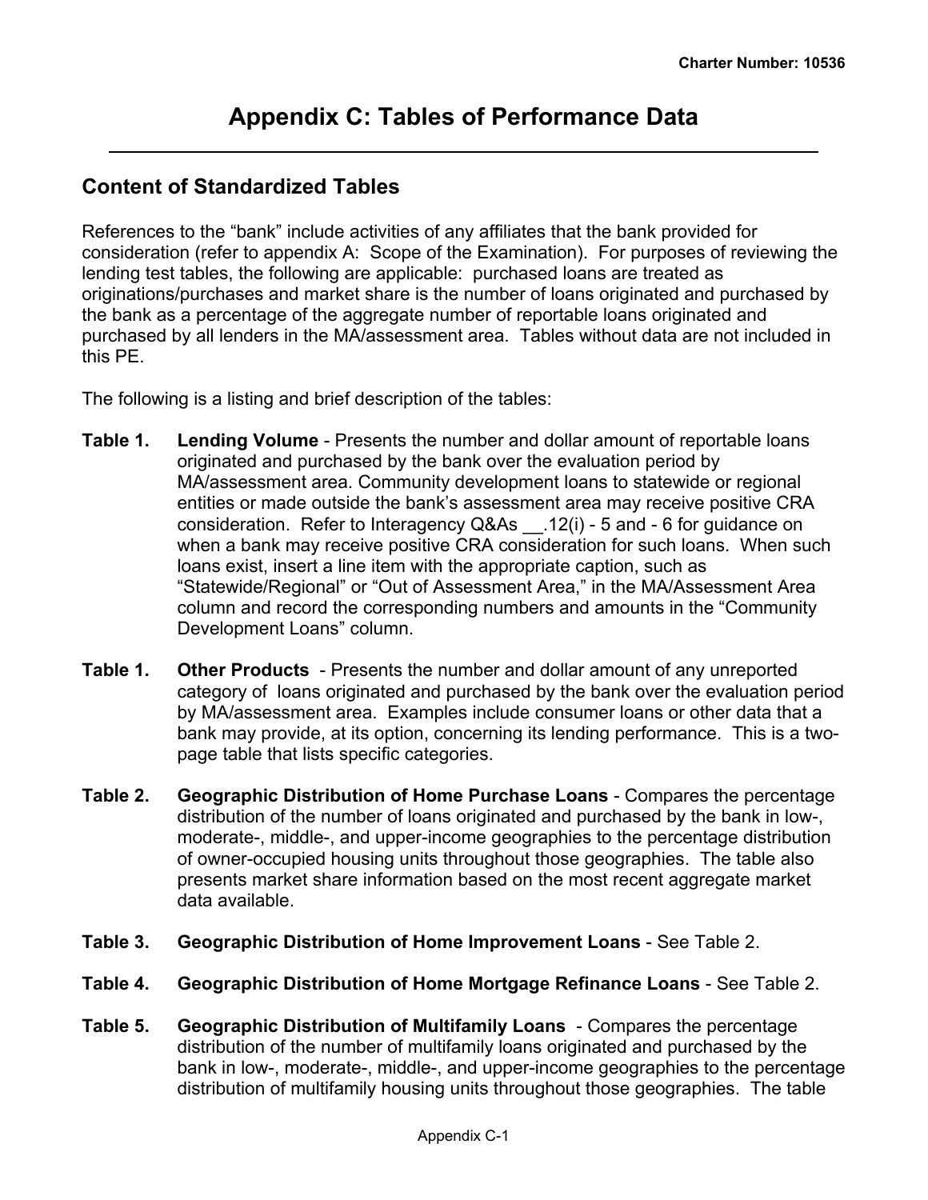# Appendix C: Tables of Performance Data

## Content of Standardized Tables

References to the "bank" include activities of any affiliates that the bank provided for consideration (refer to appendix A: Scope of the Examination). For purposes of reviewing the lending test tables, the following are applicable: purchased loans are treated as originations/purchases and market share is the number of loans originated and purchased by the bank as a percentage of the aggregate number of reportable loans originated and purchased by all lenders in the MA/assessment area. Tables without data are not included in this PE.

The following is a listing and brief description of the tables:

**Table 1. Lending Volume** - Presents the number and dollar amount of reportable loans originated and purchased by the bank over the evaluation period by MA/assessment area. Community development loans to statewide or regional entities or made outside the bank's assessment area may receive positive CRA consideration. Refer to Interagency Q&As __.12(i) - 5 and - 6 for guidance on when a bank may receive positive CRA consideration for such loans. When such loans exist, insert a line item with the appropriate caption, such as "Statewide/Regional" or "Out of Assessment Area," in the MA/Assessment Area column and record the corresponding numbers and amounts in the "Community Development Loans" column.

**Table 1. Other Products** - Presents the number and dollar amount of any unreported category of loans originated and purchased by the bank over the evaluation period by MA/assessment area. Examples include consumer loans or other data that a bank may provide, at its option, concerning its lending performance. This is a two-page table that lists specific categories.

**Table 2. Geographic Distribution of Home Purchase Loans** - Compares the percentage distribution of the number of loans originated and purchased by the bank in low-, moderate-, middle-, and upper-income geographies to the percentage distribution of owner-occupied housing units throughout those geographies. The table also presents market share information based on the most recent aggregate market data available.

**Table 3. Geographic Distribution of Home Improvement Loans** - See Table 2.

**Table 4. Geographic Distribution of Home Mortgage Refinance Loans** - See Table 2.

**Table 5. Geographic Distribution of Multifamily Loans** - Compares the percentage distribution of the number of multifamily loans originated and purchased by the bank in low-, moderate-, middle-, and upper-income geographies to the percentage distribution of multifamily housing units throughout those geographies. The table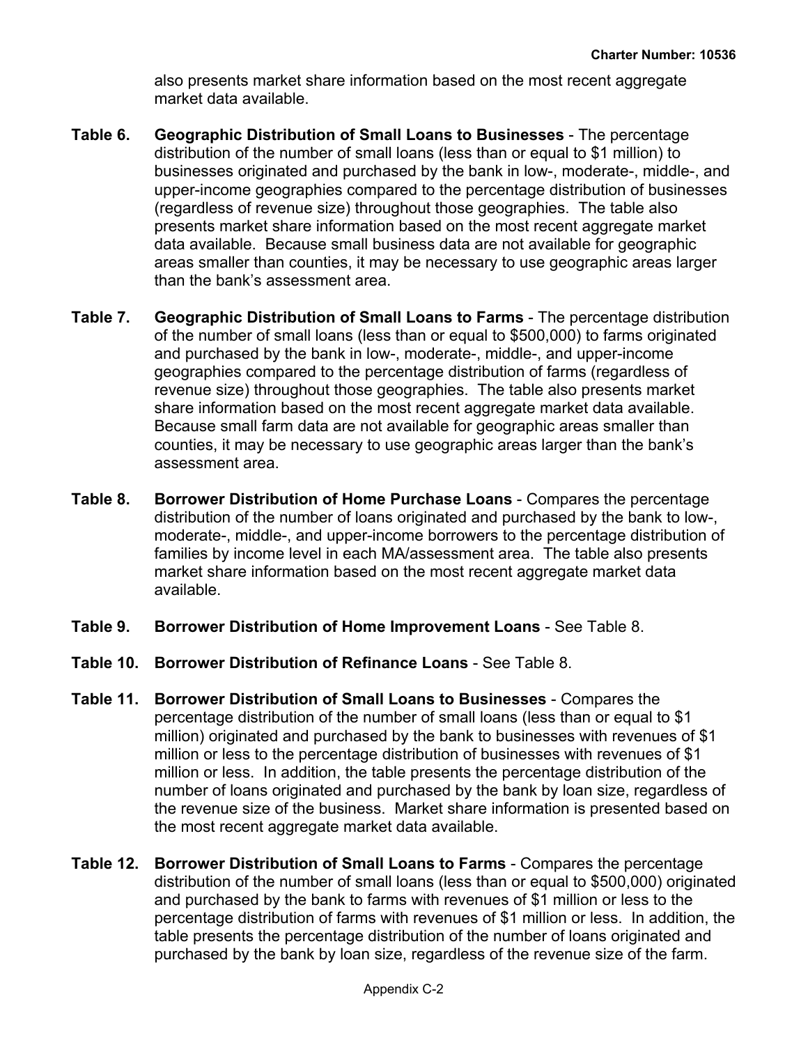also presents market share information based on the most recent aggregate market data available.

**Table 6. Geographic Distribution of Small Loans to Businesses** - The percentage distribution of the number of small loans (less than or equal to $1 million) to businesses originated and purchased by the bank in low-, moderate-, middle-, and upper-income geographies compared to the percentage distribution of businesses (regardless of revenue size) throughout those geographies. The table also presents market share information based on the most recent aggregate market data available. Because small business data are not available for geographic areas smaller than counties, it may be necessary to use geographic areas larger than the bank's assessment area.

**Table 7. Geographic Distribution of Small Loans to Farms** - The percentage distribution of the number of small loans (less than or equal to $500,000) to farms originated and purchased by the bank in low-, moderate-, middle-, and upper-income geographies compared to the percentage distribution of farms (regardless of revenue size) throughout those geographies. The table also presents market share information based on the most recent aggregate market data available. Because small farm data are not available for geographic areas smaller than counties, it may be necessary to use geographic areas larger than the bank's assessment area.

**Table 8. Borrower Distribution of Home Purchase Loans** - Compares the percentage distribution of the number of loans originated and purchased by the bank to low-, moderate-, middle-, and upper-income borrowers to the percentage distribution of families by income level in each MA/assessment area. The table also presents market share information based on the most recent aggregate market data available.

**Table 9. Borrower Distribution of Home Improvement Loans** - See Table 8.

**Table 10. Borrower Distribution of Refinance Loans** - See Table 8.

**Table 11. Borrower Distribution of Small Loans to Businesses** - Compares the percentage distribution of the number of small loans (less than or equal to $1 million) originated and purchased by the bank to businesses with revenues of $1 million or less to the percentage distribution of businesses with revenues of $1 million or less. In addition, the table presents the percentage distribution of the number of loans originated and purchased by the bank by loan size, regardless of the revenue size of the business. Market share information is presented based on the most recent aggregate market data available.

**Table 12. Borrower Distribution of Small Loans to Farms** - Compares the percentage distribution of the number of small loans (less than or equal to $500,000) originated and purchased by the bank to farms with revenues of $1 million or less to the percentage distribution of farms with revenues of $1 million or less. In addition, the table presents the percentage distribution of the number of loans originated and purchased by the bank by loan size, regardless of the revenue size of the farm.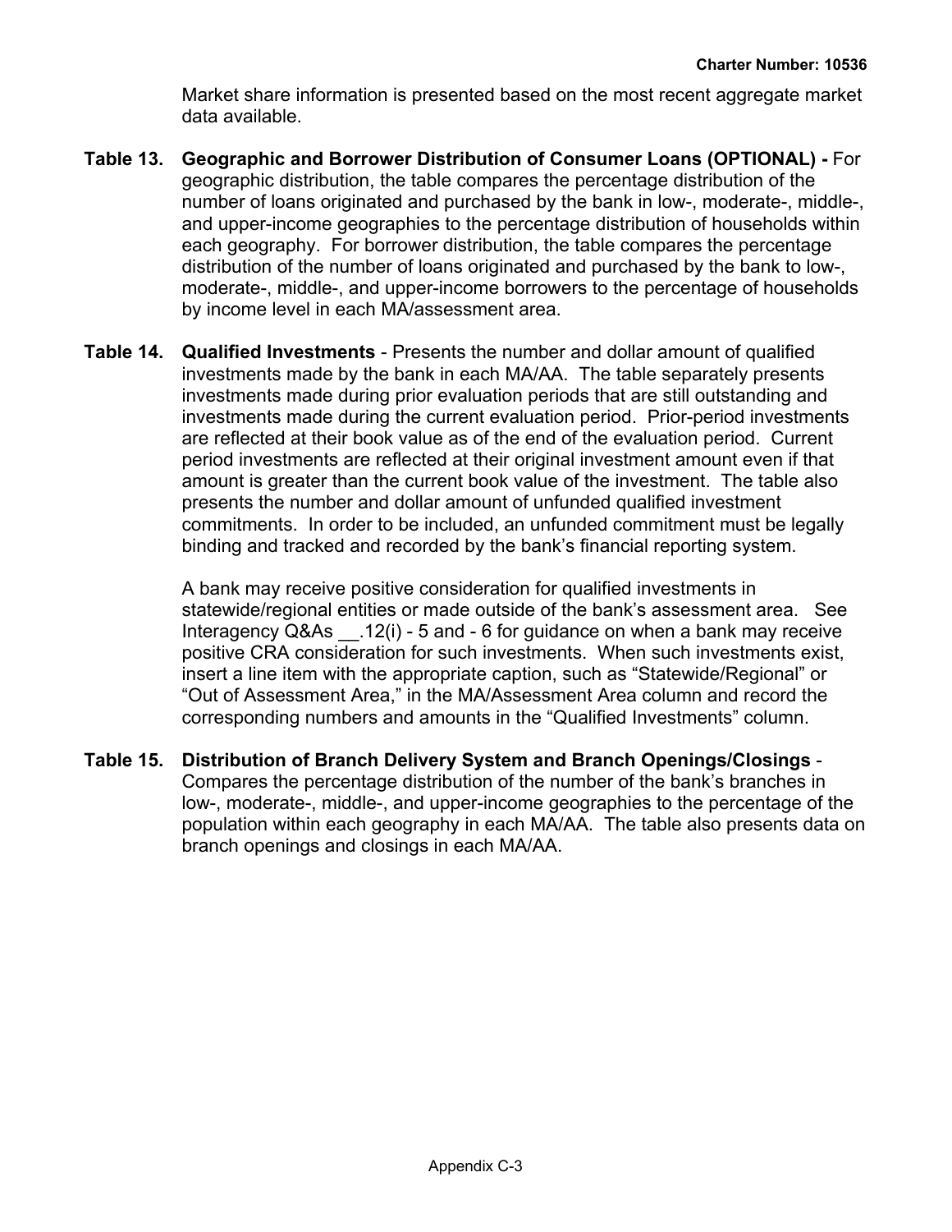Market share information is presented based on the most recent aggregate market data available.

**Table 13. Geographic and Borrower Distribution of Consumer Loans (OPTIONAL) -** For geographic distribution, the table compares the percentage distribution of the number of loans originated and purchased by the bank in low-, moderate-, middle-, and upper-income geographies to the percentage distribution of households within each geography. For borrower distribution, the table compares the percentage distribution of the number of loans originated and purchased by the bank to low-, moderate-, middle-, and upper-income borrowers to the percentage of households by income level in each MA/assessment area.

**Table 14. Qualified Investments** - Presents the number and dollar amount of qualified investments made by the bank in each MA/AA. The table separately presents investments made during prior evaluation periods that are still outstanding and investments made during the current evaluation period. Prior-period investments are reflected at their book value as of the end of the evaluation period. Current period investments are reflected at their original investment amount even if that amount is greater than the current book value of the investment. The table also presents the number and dollar amount of unfunded qualified investment commitments. In order to be included, an unfunded commitment must be legally binding and tracked and recorded by the bank's financial reporting system.

A bank may receive positive consideration for qualified investments in statewide/regional entities or made outside of the bank's assessment area. See Interagency Q&As __.12(i) - 5 and - 6 for guidance on when a bank may receive positive CRA consideration for such investments. When such investments exist, insert a line item with the appropriate caption, such as "Statewide/Regional" or "Out of Assessment Area," in the MA/Assessment Area column and record the corresponding numbers and amounts in the "Qualified Investments" column.

**Table 15. Distribution of Branch Delivery System and Branch Openings/Closings** - Compares the percentage distribution of the number of the bank's branches in low-, moderate-, middle-, and upper-income geographies to the percentage of the population within each geography in each MA/AA. The table also presents data on branch openings and closings in each MA/AA.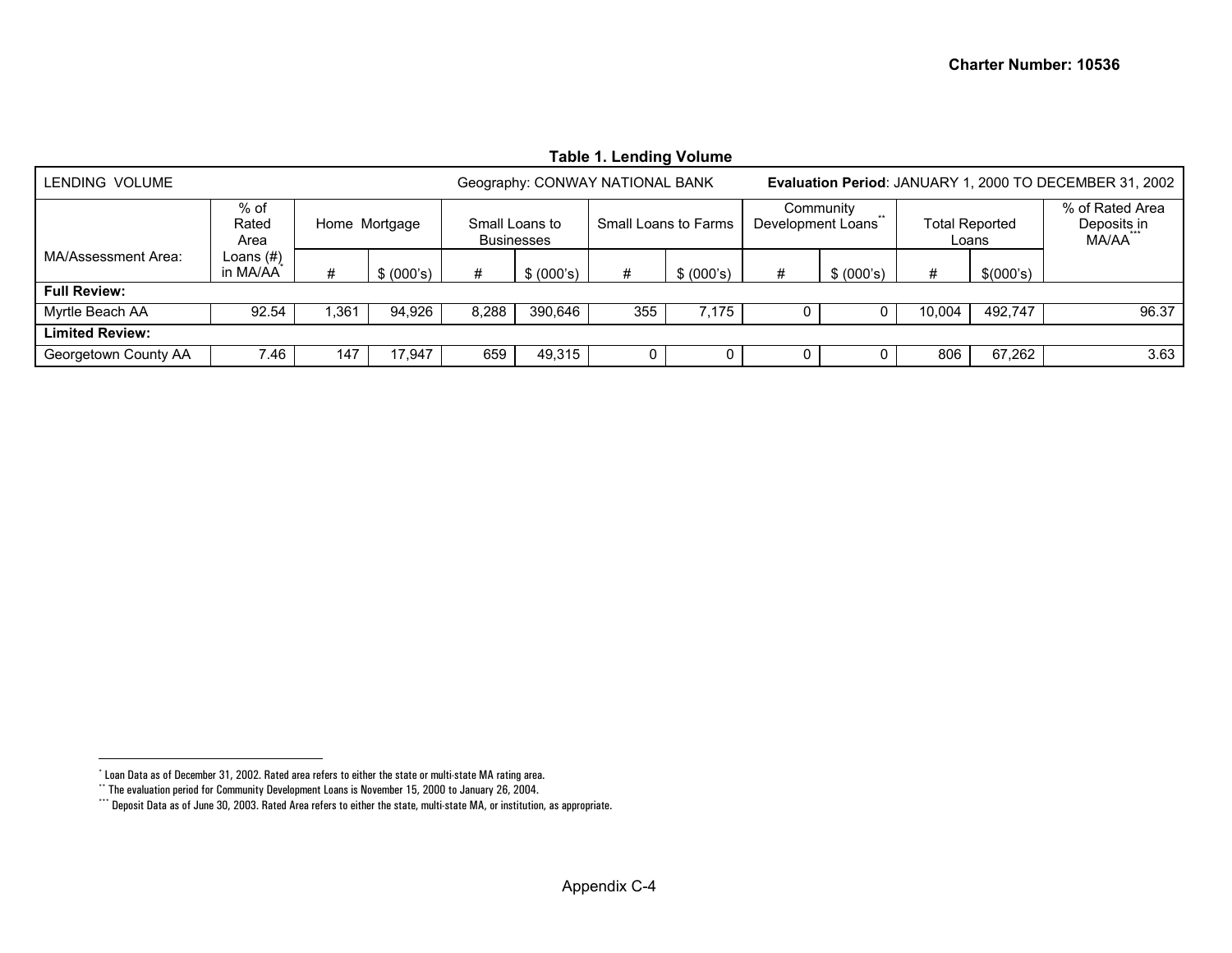**Table 1. Lending Volume**

| LENDING VOLUME | | | | | Geography: CONWAY NATIONAL BANK | | | | **Evaluation Period**: JANUARY 1, 2000 TO DECEMBER 31, 2002 | | | |
|---|---|---|---|---|---|---|---|---|---|---|---|---|
| MA/Assessment Area: | % of Rated Area Loans (#) in MA/AA* | Home Mortgage | | Small Loans to Businesses | | Small Loans to Farms | | Community Development Loans** | | Total Reported Loans | | % of Rated Area Deposits in MA/AA*** |
| | | # | $ (000's) | # | $ (000's) | # | $ (000's) | # | $ (000's) | # | $(000's) | |
| **Full Review:** | | | | | | | | | | | | |
| Myrtle Beach AA | 92.54 | 1,361 | 94,926 | 8,288 | 390,646 | 355 | 7,175 | 0 | 0 | 10,004 | 492,747 | 96.37 |
| **Limited Review:** | | | | | | | | | | | | |
| Georgetown County AA | 7.46 | 147 | 17,947 | 659 | 49,315 | 0 | 0 | 0 | 0 | 806 | 67,262 | 3.63 |

* Loan Data as of December 31, 2002. Rated area refers to either the state or multi-state MA rating area.
** The evaluation period for Community Development Loans is November 15, 2000 to January 26, 2004.
*** Deposit Data as of June 30, 2003. Rated Area refers to either the state, multi-state MA, or institution, as appropriate.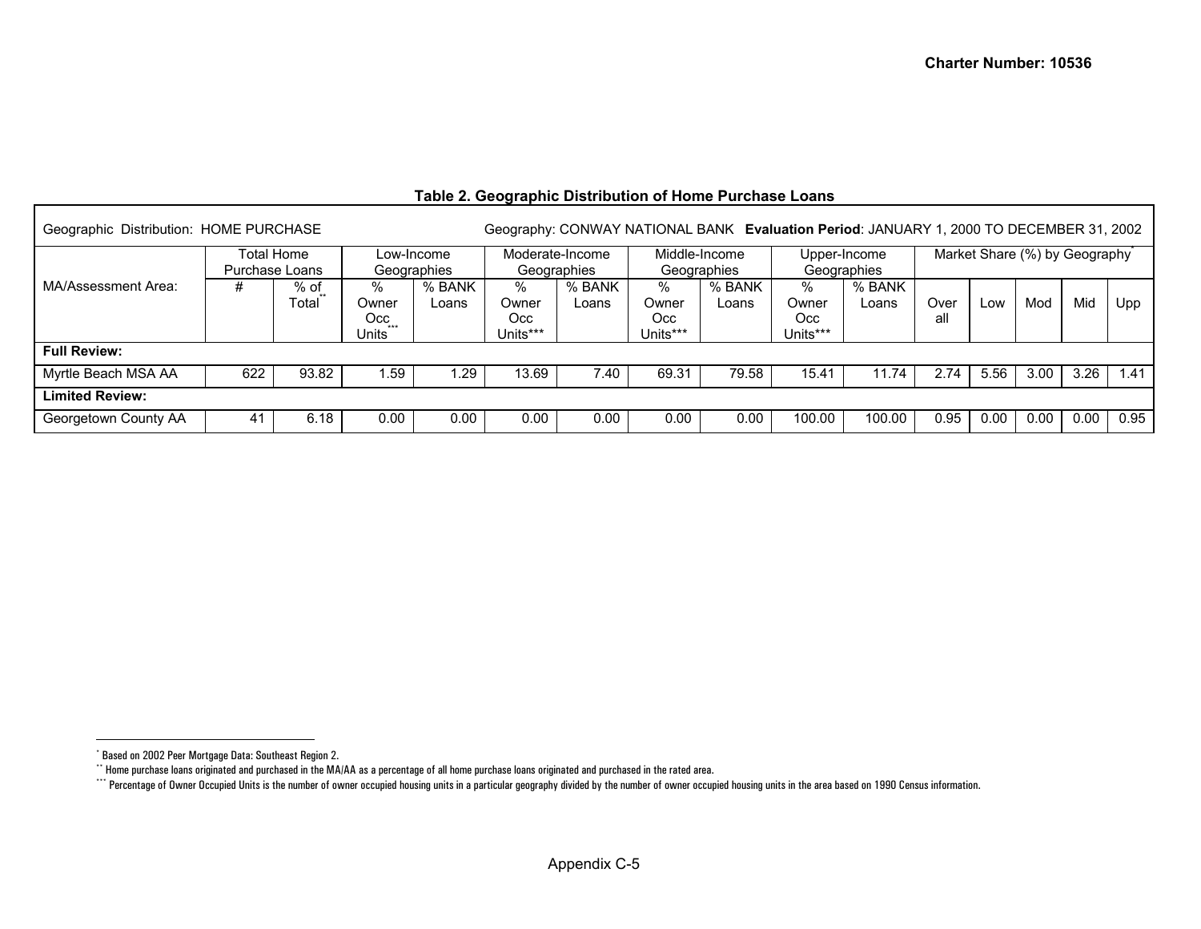### Table 2. Geographic Distribution of Home Purchase Loans

| Geographic Distribution: HOME PURCHASE | | | Geography: CONWAY NATIONAL BANK | | | | **Evaluation Period**: JANUARY 1, 2000 TO DECEMBER 31, 2002 | | | | | | | | |
|---|---|---|---|---|---|---|---|---|---|---|---|---|---|---|---|
| | Total Home Purchase Loans | | Low-Income Geographies | | Moderate-Income Geographies | | Middle-Income Geographies | | Upper-Income Geographies | | Market Share (%) by Geography* | | | | |
| MA/Assessment Area: | # | % of Total** | % Owner Occ Units*** | % BANK Loans | % Owner Occ Units*** | % BANK Loans | % Owner Occ Units*** | % BANK Loans | % Owner Occ Units*** | % BANK Loans | Over all | Low | Mod | Mid | Upp |
| **Full Review:** | | | | | | | | | | | | | | | |
| Myrtle Beach MSA AA | 622 | 93.82 | 1.59 | 1.29 | 13.69 | 7.40 | 69.31 | 79.58 | 15.41 | 11.74 | 2.74 | 5.56 | 3.00 | 3.26 | 1.41 |
| **Limited Review:** | | | | | | | | | | | | | | | |
| Georgetown County AA | 41 | 6.18 | 0.00 | 0.00 | 0.00 | 0.00 | 0.00 | 0.00 | 100.00 | 100.00 | 0.95 | 0.00 | 0.00 | 0.00 | 0.95 |

\* Based on 2002 Peer Mortgage Data: Southeast Region 2.

\** Home purchase loans originated and purchased in the MA/AA as a percentage of all home purchase loans originated and purchased in the rated area.

\*** Percentage of Owner Occupied Units is the number of owner occupied housing units in a particular geography divided by the number of owner occupied housing units in the area based on 1990 Census information.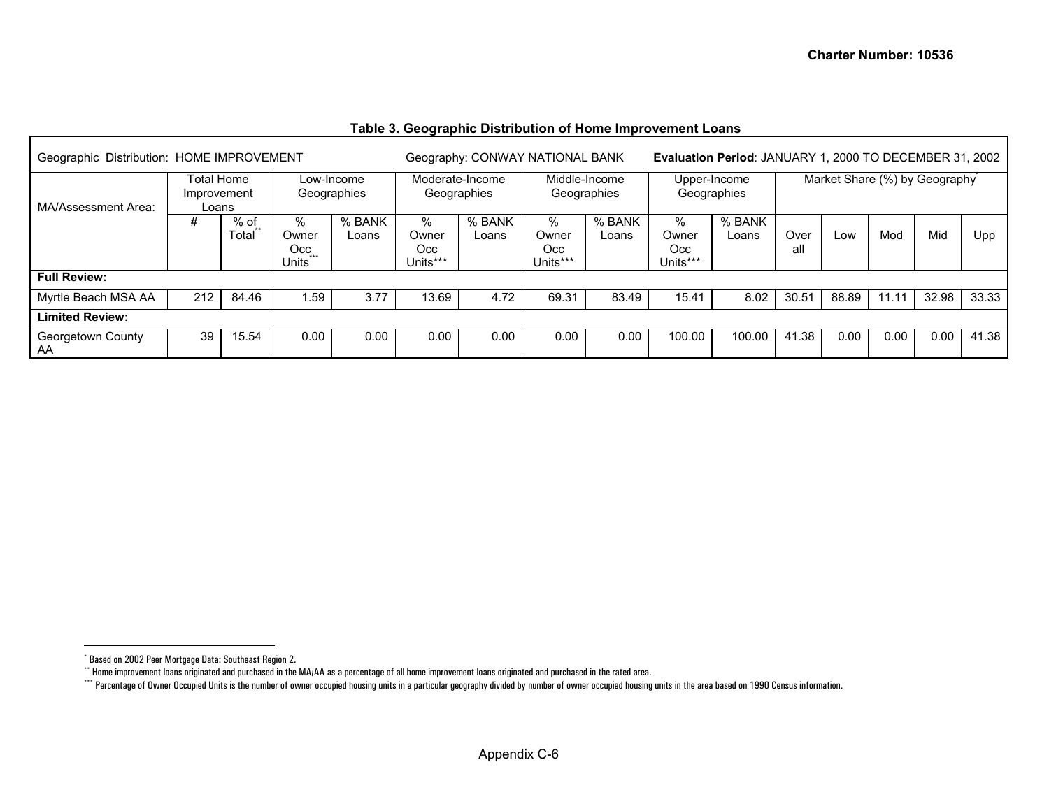**Table 3. Geographic Distribution of Home Improvement Loans**

| Geographic Distribution: HOME IMPROVEMENT | | | Geography: CONWAY NATIONAL BANK | | | | | | **Evaluation Period**: JANUARY 1, 2000 TO DECEMBER 31, 2002 | | | | | | |
|---|---|---|---|---|---|---|---|---|---|---|---|---|---|---|---|
| MA/Assessment Area: | Total Home Improvement Loans | | Low-Income Geographies | | Moderate-Income Geographies | | Middle-Income Geographies | | Upper-Income Geographies | | Market Share (%) by Geography* | | | | |
| | # | % of Total** | % Owner Occ Units*** | % BANK Loans | % Owner Occ Units*** | % BANK Loans | % Owner Occ Units*** | % BANK Loans | % Owner Occ Units*** | % BANK Loans | Overall | Low | Mod | Mid | Upp |
| **Full Review:** | | | | | | | | | | | | | | | |
| Myrtle Beach MSA AA | 212 | 84.46 | 1.59 | 3.77 | 13.69 | 4.72 | 69.31 | 83.49 | 15.41 | 8.02 | 30.51 | 88.89 | 11.11 | 32.98 | 33.33 |
| **Limited Review:** | | | | | | | | | | | | | | | |
| Georgetown County AA | 39 | 15.54 | 0.00 | 0.00 | 0.00 | 0.00 | 0.00 | 0.00 | 100.00 | 100.00 | 41.38 | 0.00 | 0.00 | 0.00 | 41.38 |

* Based on 2002 Peer Mortgage Data: Southeast Region 2.

** Home improvement loans originated and purchased in the MA/AA as a percentage of all home improvement loans originated and purchased in the rated area.

*** Percentage of Owner Occupied Units is the number of owner occupied housing units in a particular geography divided by number of owner occupied housing units in the area based on 1990 Census information.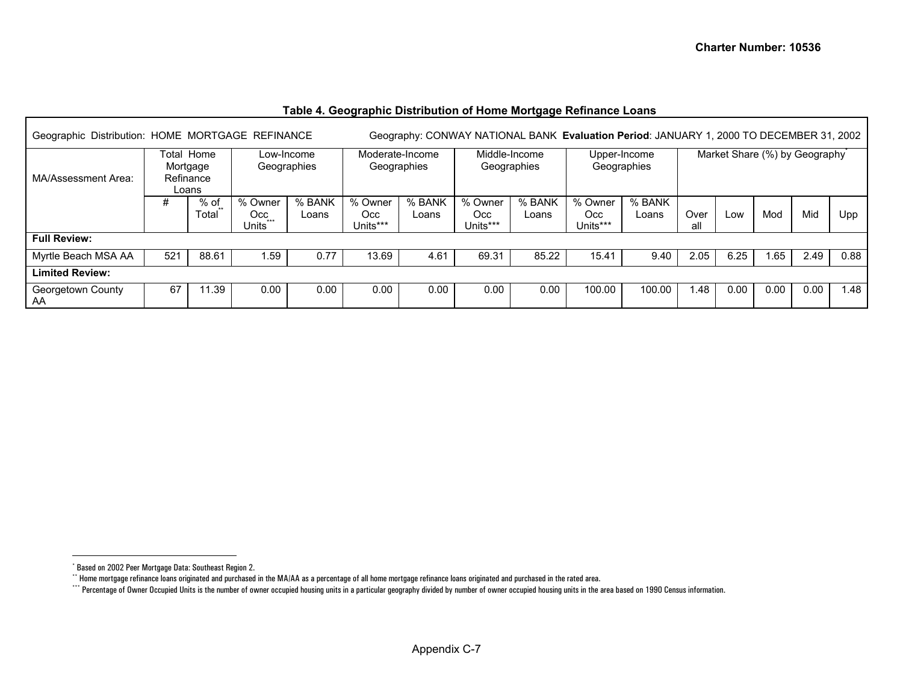### Table 4. Geographic Distribution of Home Mortgage Refinance Loans

| Geographic Distribution: HOME MORTGAGE REFINANCE | | | Geography: CONWAY NATIONAL BANK **Evaluation Period**: JANUARY 1, 2000 TO DECEMBER 31, 2002 | | | | | | | | | | | | |
|---|---|---|---|---|---|---|---|---|---|---|---|---|---|---|---|
| MA/Assessment Area: | Total Home Mortgage Refinance Loans | | Low-Income Geographies | | Moderate-Income Geographies | | Middle-Income Geographies | | Upper-Income Geographies | | Market Share (%) by Geography* | | | | |
| | # | % of Total** | % Owner Occ Units*** | % BANK Loans | % Owner Occ Units*** | % BANK Loans | % Owner Occ Units*** | % BANK Loans | % Owner Occ Units*** | % BANK Loans | Over all | Low | Mod | Mid | Upp |
| **Full Review:** | | | | | | | | | | | | | | | |
| Myrtle Beach MSA AA | 521 | 88.61 | 1.59 | 0.77 | 13.69 | 4.61 | 69.31 | 85.22 | 15.41 | 9.40 | 2.05 | 6.25 | 1.65 | 2.49 | 0.88 |
| **Limited Review:** | | | | | | | | | | | | | | | |
| Georgetown County AA | 67 | 11.39 | 0.00 | 0.00 | 0.00 | 0.00 | 0.00 | 0.00 | 100.00 | 100.00 | 1.48 | 0.00 | 0.00 | 0.00 | 1.48 |

\* Based on 2002 Peer Mortgage Data: Southeast Region 2.

\*\* Home mortgage refinance loans originated and purchased in the MA/AA as a percentage of all home mortgage refinance loans originated and purchased in the rated area.

\*\*\* Percentage of Owner Occupied Units is the number of owner occupied housing units in a particular geography divided by number of owner occupied housing units in the area based on 1990 Census information.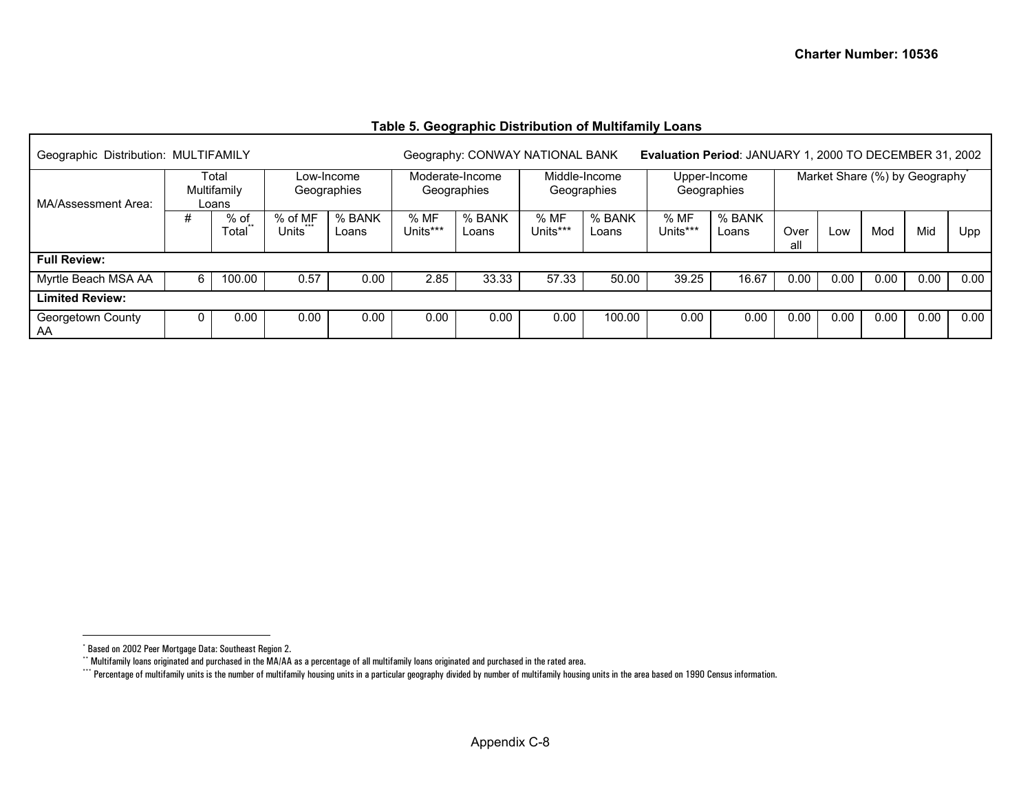## Table 5. Geographic Distribution of Multifamily Loans

Geographic Distribution: MULTIFAMILY          Geography: CONWAY NATIONAL BANK          **Evaluation Period**: JANUARY 1, 2000 TO DECEMBER 31, 2002

| MA/Assessment Area: | Total Multifamily Loans | | Low-Income Geographies | | Moderate-Income Geographies | | Middle-Income Geographies | | Upper-Income Geographies | | Market Share (%) by Geography* | | | | |
|---|---|---|---|---|---|---|---|---|---|---|---|---|---|---|---|
| | # | % of Total** | % of MF Units*** | % BANK Loans | % MF Units*** | % BANK Loans | % MF Units*** | % BANK Loans | % MF Units*** | % BANK Loans | Over all | Low | Mod | Mid | Upp |
| **Full Review:** | | | | | | | | | | | | | | | |
| Myrtle Beach MSA AA | 6 | 100.00 | 0.57 | 0.00 | 2.85 | 33.33 | 57.33 | 50.00 | 39.25 | 16.67 | 0.00 | 0.00 | 0.00 | 0.00 | 0.00 |
| **Limited Review:** | | | | | | | | | | | | | | | |
| Georgetown County AA | 0 | 0.00 | 0.00 | 0.00 | 0.00 | 0.00 | 0.00 | 100.00 | 0.00 | 0.00 | 0.00 | 0.00 | 0.00 | 0.00 | 0.00 |

* Based on 2002 Peer Mortgage Data: Southeast Region 2.

** Multifamily loans originated and purchased in the MA/AA as a percentage of all multifamily loans originated and purchased in the rated area.

*** Percentage of multifamily units is the number of multifamily housing units in a particular geography divided by number of multifamily housing units in the area based on 1990 Census information.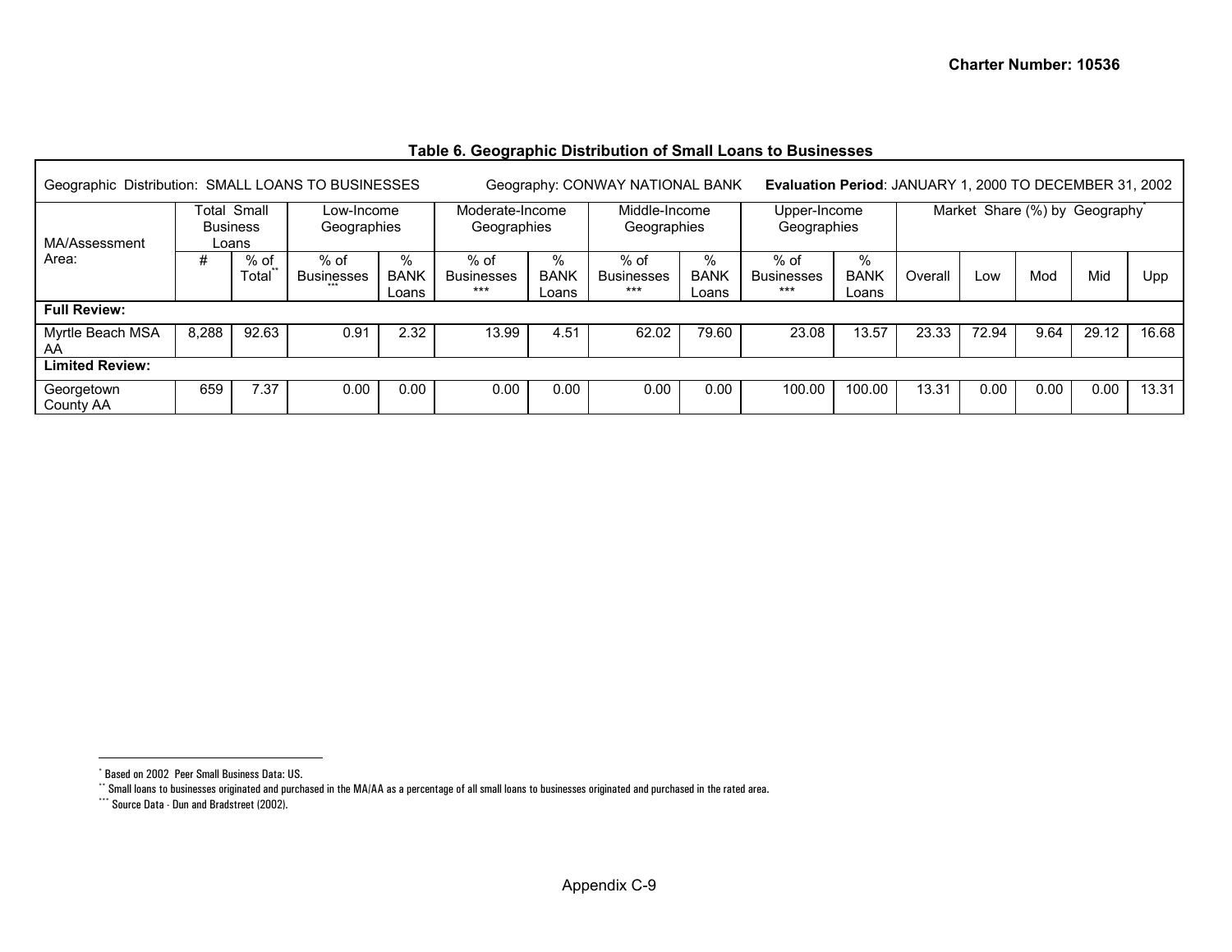### Table 6. Geographic Distribution of Small Loans to Businesses

| Geographic Distribution: SMALL LOANS TO BUSINESSES | | | Geography: CONWAY NATIONAL BANK | | | | | | **Evaluation Period**: JANUARY 1, 2000 TO DECEMBER 31, 2002 | | | | | | |
|---|---|---|---|---|---|---|---|---|---|---|---|---|---|---|---|
| MA/Assessment Area: | Total Small Business Loans | | Low-Income Geographies | | Moderate-Income Geographies | | Middle-Income Geographies | | Upper-Income Geographies | | Market Share (%) by Geography* | | | | |
| | # | % of Total** | % of Businesses*** | % BANK Loans | % of Businesses*** | % BANK Loans | % of Businesses*** | % BANK Loans | % of Businesses*** | % BANK Loans | Overall | Low | Mod | Mid | Upp |
| **Full Review:** | | | | | | | | | | | | | | | |
| Myrtle Beach MSA AA | 8,288 | 92.63 | 0.91 | 2.32 | 13.99 | 4.51 | 62.02 | 79.60 | 23.08 | 13.57 | 23.33 | 72.94 | 9.64 | 29.12 | 16.68 |
| **Limited Review:** | | | | | | | | | | | | | | | |
| Georgetown County AA | 659 | 7.37 | 0.00 | 0.00 | 0.00 | 0.00 | 0.00 | 0.00 | 100.00 | 100.00 | 13.31 | 0.00 | 0.00 | 0.00 | 13.31 |

\* Based on 2002 Peer Small Business Data: US.

\*\* Small loans to businesses originated and purchased in the MA/AA as a percentage of all small loans to businesses originated and purchased in the rated area.

\*\*\* Source Data - Dun and Bradstreet (2002).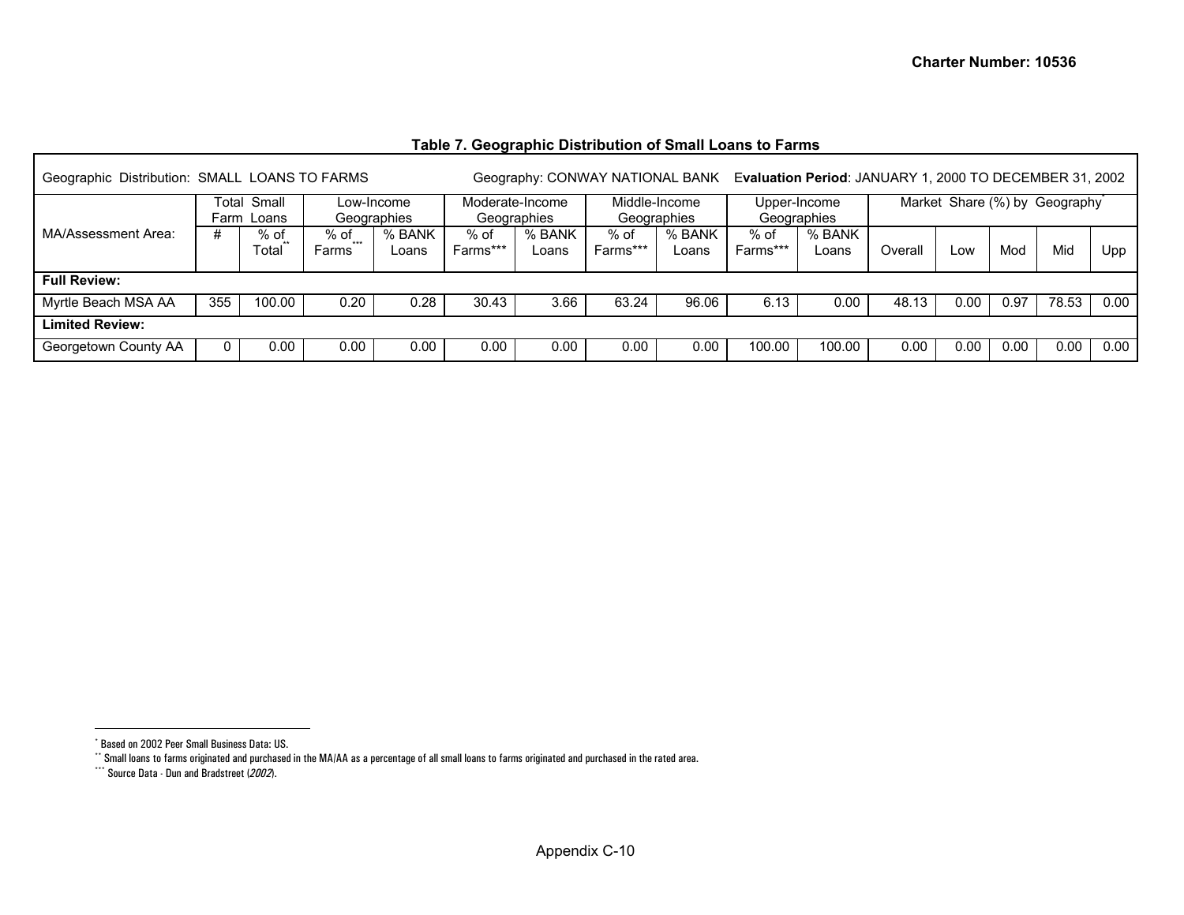### Table 7. Geographic Distribution of Small Loans to Farms

| Geographic Distribution: SMALL LOANS TO FARMS | | | Geography: CONWAY NATIONAL BANK | | | | | | **Evaluation Period**: JANUARY 1, 2000 TO DECEMBER 31, 2002 | | | | | | |
|---|---|---|---|---|---|---|---|---|---|---|---|---|---|---|---|
| | Total Small Farm Loans | | Low-Income Geographies | | Moderate-Income Geographies | | Middle-Income Geographies | | Upper-Income Geographies | | Market Share (%) by Geography* | | | | |
| MA/Assessment Area: | # | % of Total** | % of Farms*** | % BANK Loans | % of Farms*** | % BANK Loans | % of Farms*** | % BANK Loans | % of Farms*** | % BANK Loans | Overall | Low | Mod | Mid | Upp |
| **Full Review:** | | | | | | | | | | | | | | | |
| Myrtle Beach MSA AA | 355 | 100.00 | 0.20 | 0.28 | 30.43 | 3.66 | 63.24 | 96.06 | 6.13 | 0.00 | 48.13 | 0.00 | 0.97 | 78.53 | 0.00 |
| **Limited Review:** | | | | | | | | | | | | | | | |
| Georgetown County AA | 0 | 0.00 | 0.00 | 0.00 | 0.00 | 0.00 | 0.00 | 0.00 | 100.00 | 100.00 | 0.00 | 0.00 | 0.00 | 0.00 | 0.00 |

\* Based on 2002 Peer Small Business Data: US.

\** Small loans to farms originated and purchased in the MA/AA as a percentage of all small loans to farms originated and purchased in the rated area.

\*** Source Data - Dun and Bradstreet (*2002*).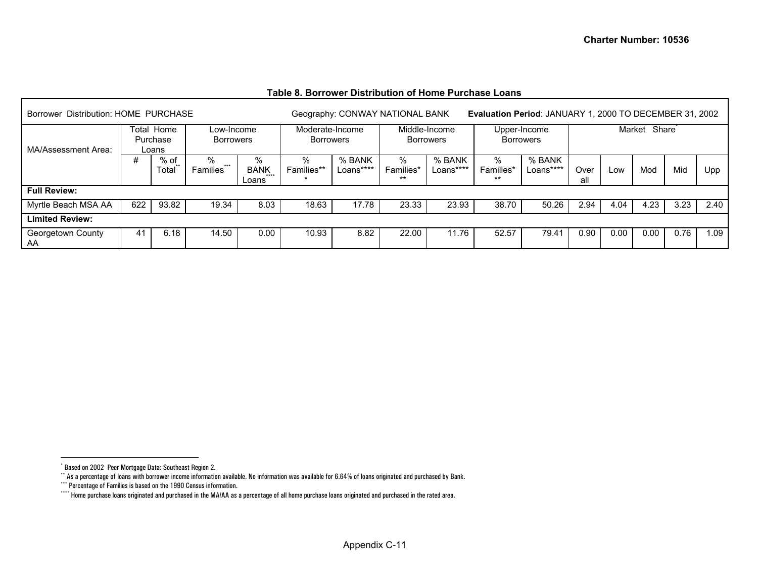**Table 8. Borrower Distribution of Home Purchase Loans**

| Borrower Distribution: HOME PURCHASE | | | Geography: CONWAY NATIONAL BANK | | | | | | | | **Evaluation Period**: JANUARY 1, 2000 TO DECEMBER 31, 2002 | | | | |
|---|---|---|---|---|---|---|---|---|---|---|---|---|---|---|---|
| MA/Assessment Area: | Total Home Purchase Loans | | Low-Income Borrowers | | Moderate-Income Borrowers | | Middle-Income Borrowers | | Upper-Income Borrowers | | Market Share* | | | | |
| | # | % of Total** | % Families*** | % BANK Loans**** | % Families*** | % BANK Loans**** | % Families*** | % BANK Loans**** | % Families*** | % BANK Loans**** | Over all | Low | Mod | Mid | Upp |
| **Full Review:** | | | | | | | | | | | | | | | |
| Myrtle Beach MSA AA | 622 | 93.82 | 19.34 | 8.03 | 18.63 | 17.78 | 23.33 | 23.93 | 38.70 | 50.26 | 2.94 | 4.04 | 4.23 | 3.23 | 2.40 |
| **Limited Review:** | | | | | | | | | | | | | | | |
| Georgetown County AA | 41 | 6.18 | 14.50 | 0.00 | 10.93 | 8.82 | 22.00 | 11.76 | 52.57 | 79.41 | 0.90 | 0.00 | 0.00 | 0.76 | 1.09 |

* Based on 2002 Peer Mortgage Data: Southeast Region 2.

** As a percentage of loans with borrower income information available. No information was available for 6.64% of loans originated and purchased by Bank.

*** Percentage of Families is based on the 1990 Census information.

**** Home purchase loans originated and purchased in the MA/AA as a percentage of all home purchase loans originated and purchased in the rated area.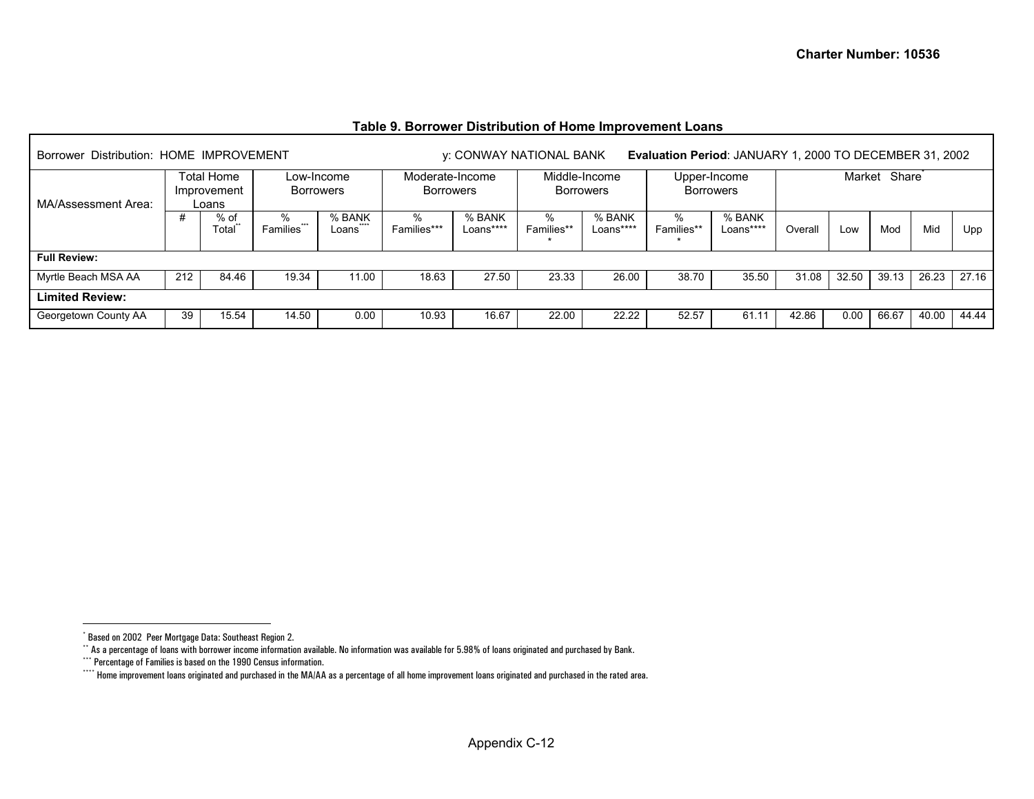### Table 9. Borrower Distribution of Home Improvement Loans

Borrower Distribution: HOME IMPROVEMENT    y: CONWAY NATIONAL BANK    **Evaluation Period**: JANUARY 1, 2000 TO DECEMBER 31, 2002

| MA/Assessment Area: | Total Home Improvement Loans | | Low-Income Borrowers | | Moderate-Income Borrowers | | Middle-Income Borrowers | | Upper-Income Borrowers | | Market Share* | | | | |
|---|---|---|---|---|---|---|---|---|---|---|---|---|---|---|---|
| | # | % of Total** | % Families*** | % BANK Loans**** | % Families*** | % BANK Loans**** | % Families*** | % BANK Loans**** | % Families*** | % BANK Loans**** | Overall | Low | Mod | Mid | Upp |
| **Full Review:** | | | | | | | | | | | | | | | |
| Myrtle Beach MSA AA | 212 | 84.46 | 19.34 | 11.00 | 18.63 | 27.50 | 23.33 | 26.00 | 38.70 | 35.50 | 31.08 | 32.50 | 39.13 | 26.23 | 27.16 |
| **Limited Review:** | | | | | | | | | | | | | | | |
| Georgetown County AA | 39 | 15.54 | 14.50 | 0.00 | 10.93 | 16.67 | 22.00 | 22.22 | 52.57 | 61.11 | 42.86 | 0.00 | 66.67 | 40.00 | 44.44 |

* Based on 2002 Peer Mortgage Data: Southeast Region 2.

** As a percentage of loans with borrower income information available. No information was available for 5.98% of loans originated and purchased by Bank.

*** Percentage of Families is based on the 1990 Census information.

**** Home improvement loans originated and purchased in the MA/AA as a percentage of all home improvement loans originated and purchased in the rated area.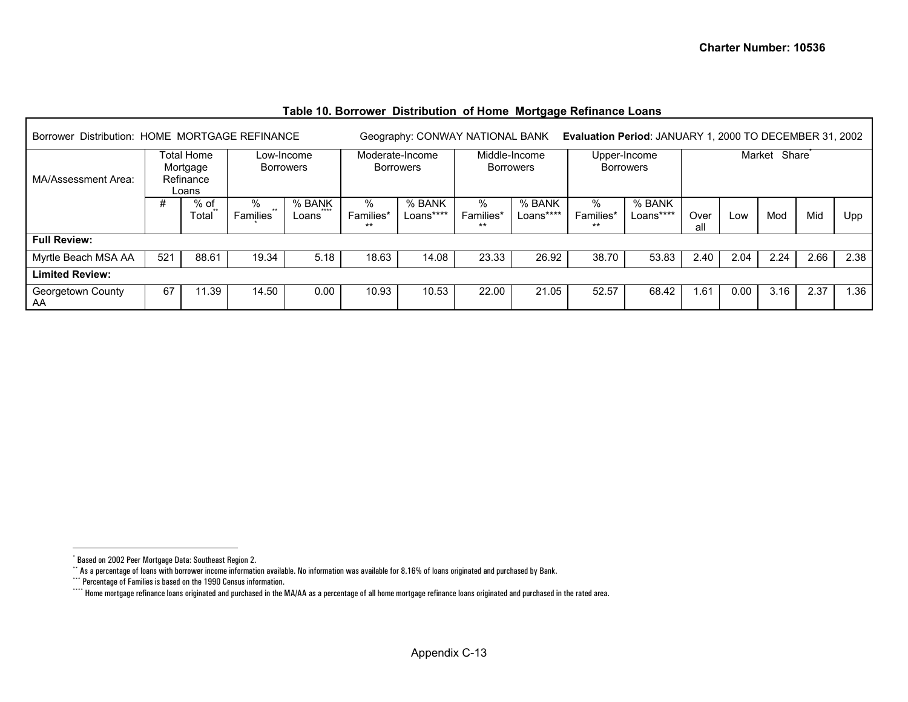Charter Number: 10536

### Table 10. Borrower Distribution of Home Mortgage Refinance Loans

| Borrower Distribution: HOME MORTGAGE REFINANCE | | | Geography: CONWAY NATIONAL BANK | | | | Evaluation Period: JANUARY 1, 2000 TO DECEMBER 31, 2002 | | | | | | | | |
|---|---|---|---|---|---|---|---|---|---|---|---|---|---|---|---|
| MA/Assessment Area: | Total Home Mortgage Refinance Loans | | Low-Income Borrowers | | Moderate-Income Borrowers | | Middle-Income Borrowers | | Upper-Income Borrowers | | Market Share* | | | | |
| | # | % of Total** | % Families*** | % BANK Loans**** | % Families*** | % BANK Loans**** | % Families*** | % BANK Loans**** | % Families*** | % BANK Loans**** | Overall | Low | Mod | Mid | Upp |
| **Full Review:** | | | | | | | | | | | | | | | |
| Myrtle Beach MSA AA | 521 | 88.61 | 19.34 | 5.18 | 18.63 | 14.08 | 23.33 | 26.92 | 38.70 | 53.83 | 2.40 | 2.04 | 2.24 | 2.66 | 2.38 |
| **Limited Review:** | | | | | | | | | | | | | | | |
| Georgetown County AA | 67 | 11.39 | 14.50 | 0.00 | 10.93 | 10.53 | 22.00 | 21.05 | 52.57 | 68.42 | 1.61 | 0.00 | 3.16 | 2.37 | 1.36 |

\* Based on 2002 Peer Mortgage Data: Southeast Region 2.

\*\* As a percentage of loans with borrower income information available. No information was available for 8.16% of loans originated and purchased by Bank.

\*\*\* Percentage of Families is based on the 1990 Census information.

\*\*\*\* Home mortgage refinance loans originated and purchased in the MA/AA as a percentage of all home mortgage refinance loans originated and purchased in the rated area.

Appendix C-13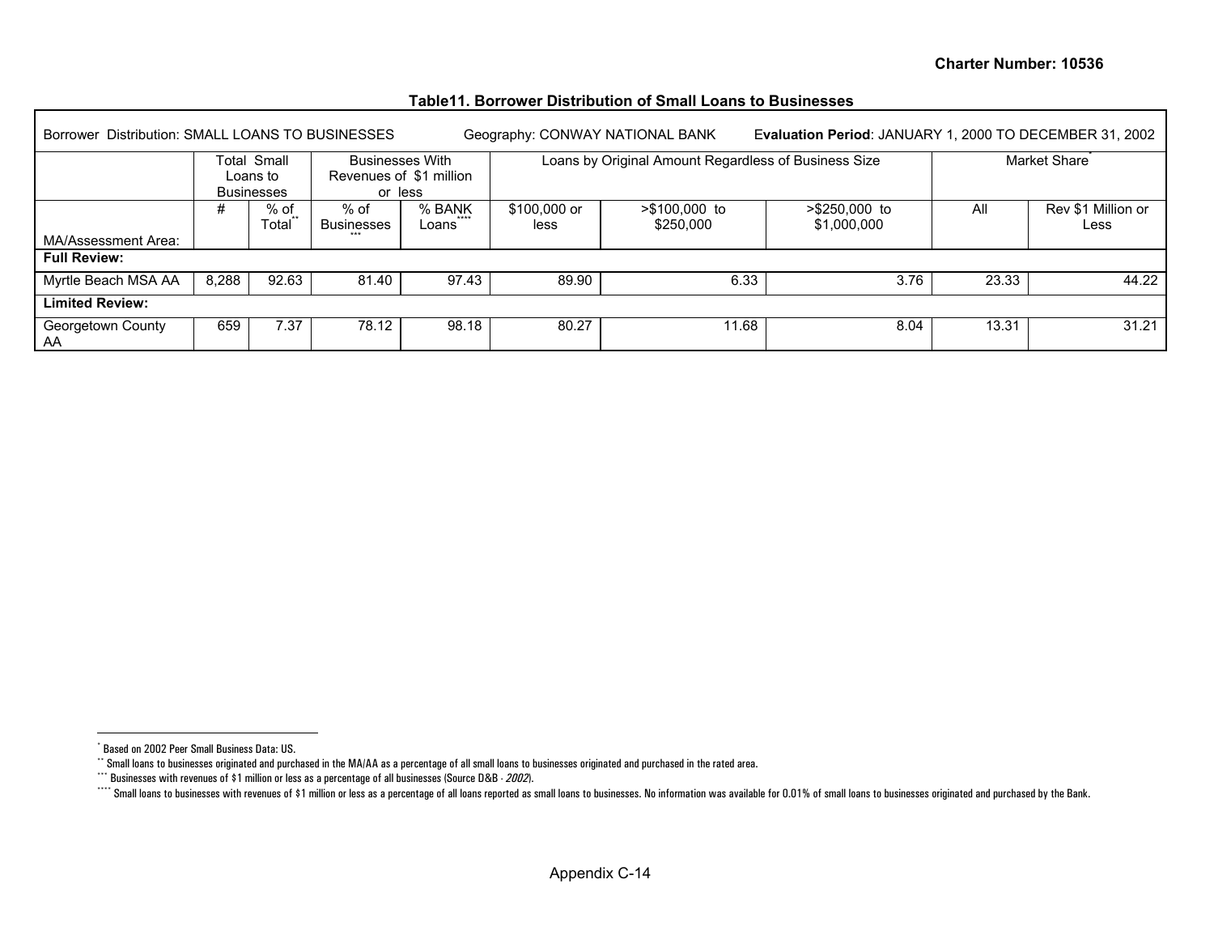Charter Number: 10536

**Table11. Borrower Distribution of Small Loans to Businesses**

| Borrower Distribution: SMALL LOANS TO BUSINESSES | | | Geography: CONWAY NATIONAL BANK | | | | Evaluation Period: JANUARY 1, 2000 TO DECEMBER 31, 2002 | | |
|---|---|---|---|---|---|---|---|---|---|
| | Total Small Loans to Businesses | | Businesses With Revenues of $1 million or less | | Loans by Original Amount Regardless of Business Size | | | Market Share* | |
| MA/Assessment Area: | # | % of Total** | % of Businesses*** | % BANK Loans**** | $100,000 or less | >$100,000 to $250,000 | >$250,000 to $1,000,000 | All | Rev $1 Million or Less |
| **Full Review:** | | | | | | | | | |
| Myrtle Beach MSA AA | 8,288 | 92.63 | 81.40 | 97.43 | 89.90 | 6.33 | 3.76 | 23.33 | 44.22 |
| **Limited Review:** | | | | | | | | | |
| Georgetown County AA | 659 | 7.37 | 78.12 | 98.18 | 80.27 | 11.68 | 8.04 | 13.31 | 31.21 |

\* Based on 2002 Peer Small Business Data: US.

\*\* Small loans to businesses originated and purchased in the MA/AA as a percentage of all small loans to businesses originated and purchased in the rated area.

\*\*\* Businesses with revenues of $1 million or less as a percentage of all businesses (Source D&B - *2002*).

\*\*\*\* Small loans to businesses with revenues of $1 million or less as a percentage of all loans reported as small loans to businesses. No information was available for 0.01% of small loans to businesses originated and purchased by the Bank.

Appendix C-14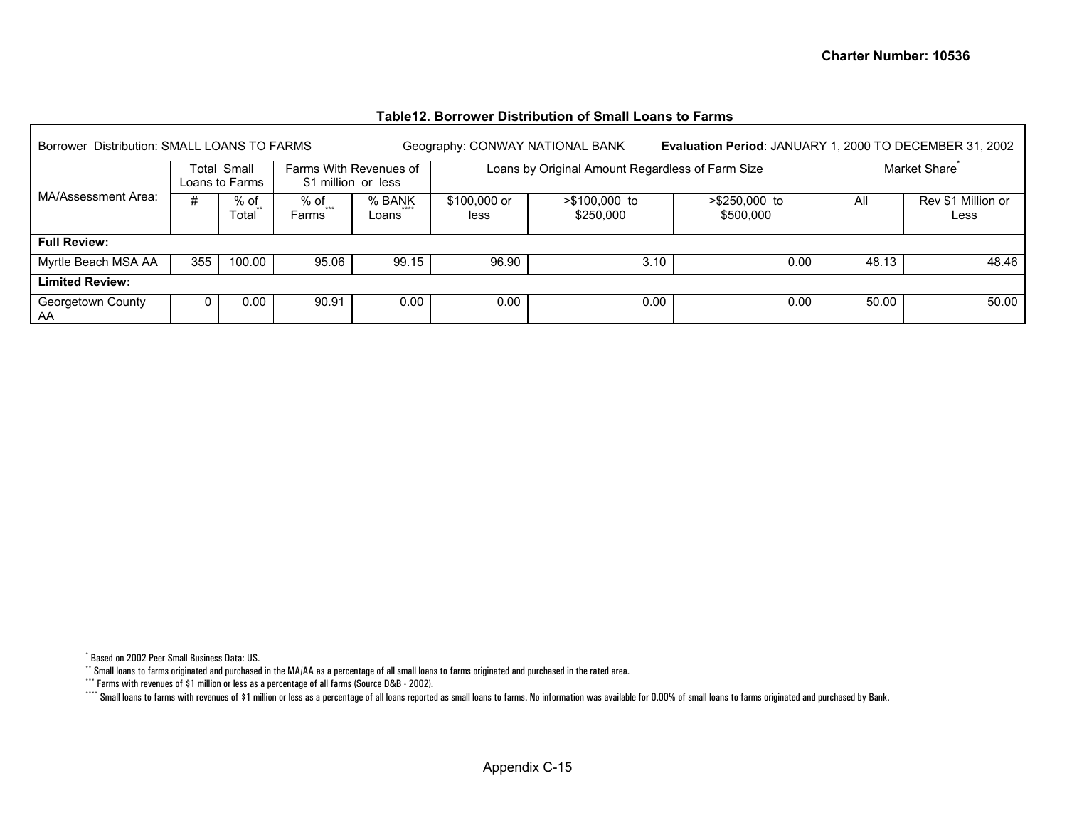**Table12. Borrower Distribution of Small Loans to Farms**

| Borrower Distribution: SMALL LOANS TO FARMS | | | Geography: CONWAY NATIONAL BANK | | | | Evaluation Period: JANUARY 1, 2000 TO DECEMBER 31, 2002 | | |
|---|---|---|---|---|---|---|---|---|---|
| MA/Assessment Area: | Total Small Loans to Farms | | Farms With Revenues of $1 million or less | | Loans by Original Amount Regardless of Farm Size | | | Market Share* | |
| | # | % of Total** | % of Farms*** | % BANK Loans**** | $100,000 or less | >$100,000 to $250,000 | >$250,000 to $500,000 | All | Rev $1 Million or Less |
| **Full Review:** | | | | | | | | | |
| Myrtle Beach MSA AA | 355 | 100.00 | 95.06 | 99.15 | 96.90 | 3.10 | 0.00 | 48.13 | 48.46 |
| **Limited Review:** | | | | | | | | | |
| Georgetown County AA | 0 | 0.00 | 90.91 | 0.00 | 0.00 | 0.00 | 0.00 | 50.00 | 50.00 |

* Based on 2002 Peer Small Business Data: US.

** Small loans to farms originated and purchased in the MA/AA as a percentage of all small loans to farms originated and purchased in the rated area.

*** Farms with revenues of $1 million or less as a percentage of all farms (Source D&B - 2002).

**** Small loans to farms with revenues of $1 million or less as a percentage of all loans reported as small loans to farms. No information was available for 0.00% of small loans to farms originated and purchased by Bank.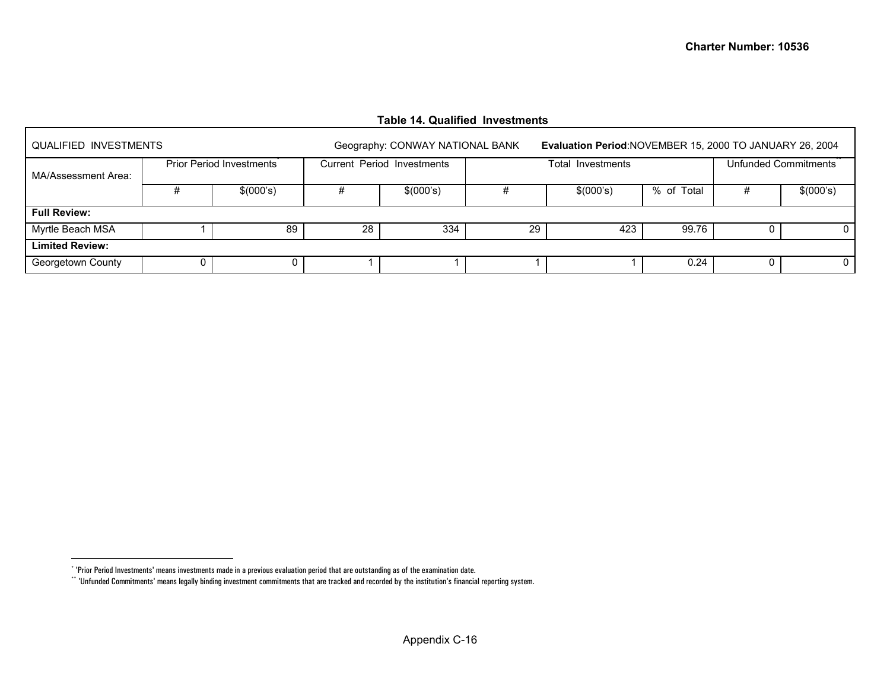Charter Number: 10536

**Table 14. Qualified Investments**

| QUALIFIED INVESTMENTS | | | Geography: CONWAY NATIONAL BANK | | | **Evaluation Period**:NOVEMBER 15, 2000 TO JANUARY 26, 2004 | | | |
|---|---|---|---|---|---|---|---|---|---|
| MA/Assessment Area: | Prior Period Investments* | | Current Period Investments | | Total Investments | | | Unfunded Commitments** | |
| | # | $(000's) | # | $(000's) | # | $(000's) | % of Total | # | $(000's) |
| **Full Review:** | | | | | | | | | |
| Myrtle Beach MSA | 1 | 89 | 28 | 334 | 29 | 423 | 99.76 | 0 | 0 |
| **Limited Review:** | | | | | | | | | |
| Georgetown County | 0 | 0 | 1 | 1 | 1 | 1 | 0.24 | 0 | 0 |

* 'Prior Period Investments' means investments made in a previous evaluation period that are outstanding as of the examination date.

** 'Unfunded Commitments' means legally binding investment commitments that are tracked and recorded by the institution's financial reporting system.

Appendix C-16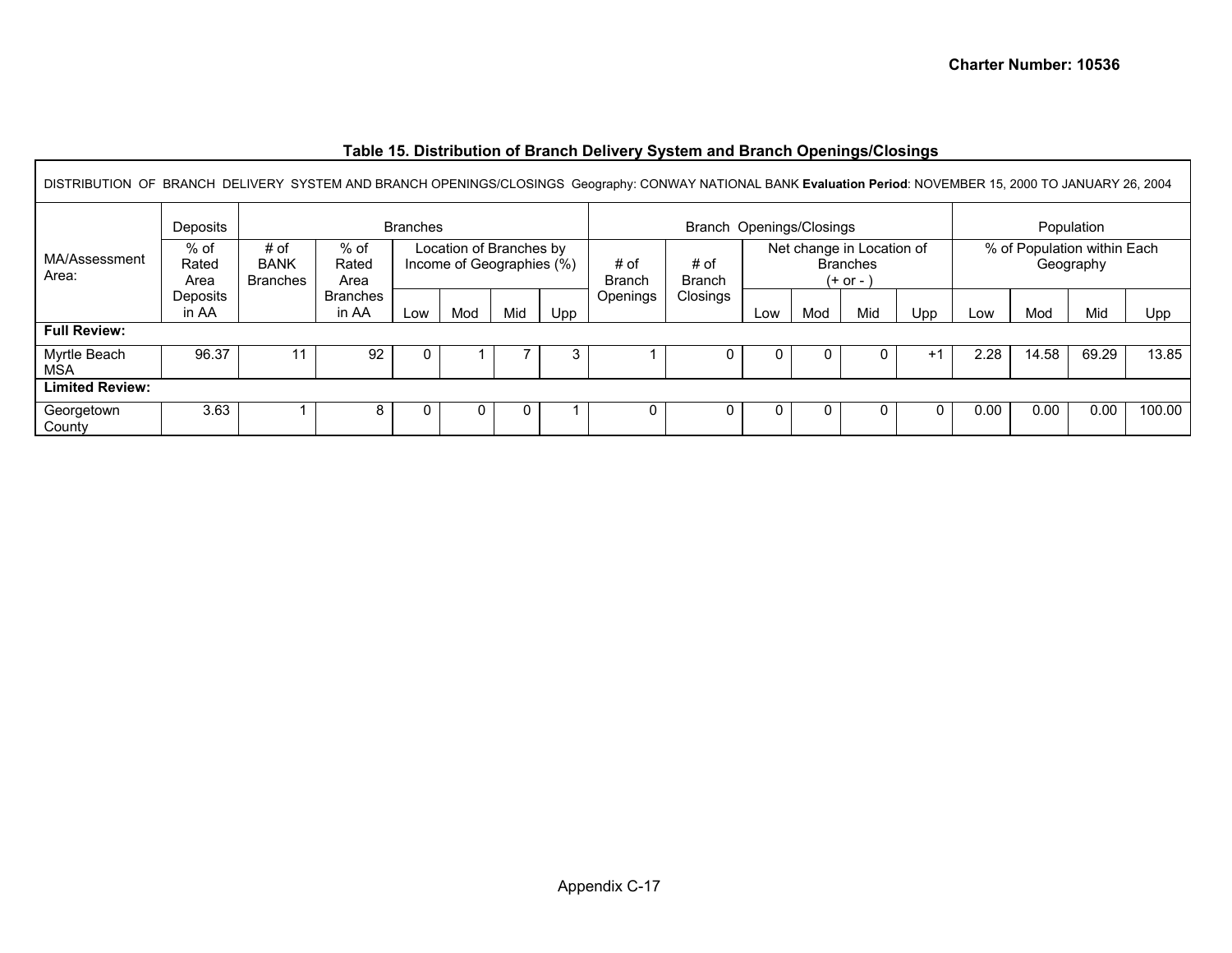## Table 15. Distribution of Branch Delivery System and Branch Openings/Closings

DISTRIBUTION OF BRANCH DELIVERY SYSTEM AND BRANCH OPENINGS/CLOSINGS Geography: CONWAY NATIONAL BANK **Evaluation Period**: NOVEMBER 15, 2000 TO JANUARY 26, 2004

| MA/Assessment Area: | Deposits | Branches | | | | | | Branch Openings/Closings | | | | | | Population | | | |
|---|---|---|---|---|---|---|---|---|---|---|---|---|---|---|---|---|---|
| | % of Rated Area Deposits in AA | # of BANK Branches | % of Rated Area Branches in AA | Location of Branches by Income of Geographies (%) | | | | # of Branch Openings | # of Branch Closings | Net change in Location of Branches (+ or - ) | | | | % of Population within Each Geography | | | |
| | | | | Low | Mod | Mid | Upp | | | Low | Mod | Mid | Upp | Low | Mod | Mid | Upp |
| **Full Review:** | | | | | | | | | | | | | | | | | |
| Myrtle Beach MSA | 96.37 | 11 | 92 | 0 | 1 | 7 | 3 | 1 | 0 | 0 | 0 | 0 | +1 | 2.28 | 14.58 | 69.29 | 13.85 |
| **Limited Review:** | | | | | | | | | | | | | | | | | |
| Georgetown County | 3.63 | 1 | 8 | 0 | 0 | 0 | 1 | 0 | 0 | 0 | 0 | 0 | 0 | 0.00 | 0.00 | 0.00 | 100.00 |